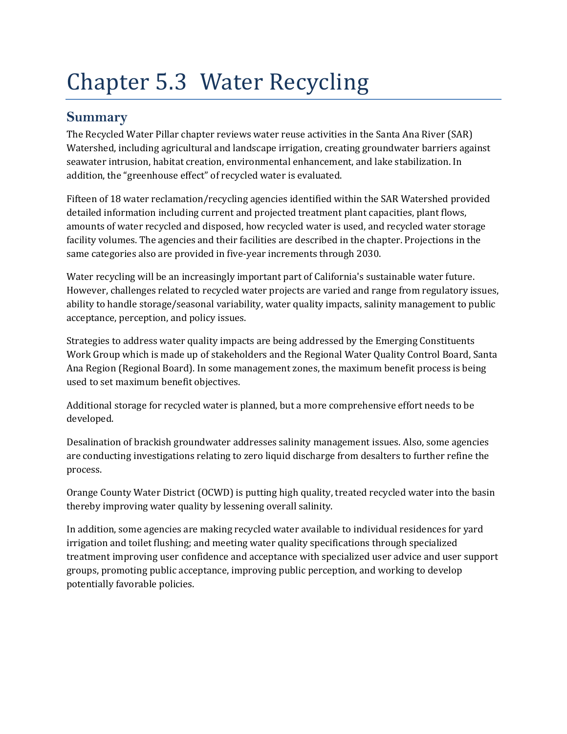# Chapter 5.3 Water Recycling

## Summary

The Recycled Water Pillar chapter reviews water reuse activities in the Santa Ana River (SAR) Watershed, including agricultural and landscape irrigation, creating groundwater barriers against seawater intrusion, habitat creation, environmental enhancement, and lake stabilization. In addition, the "greenhouse effect" of recycled water is evaluated.

Fifteen of 18 water reclamation/recycling agencies identified within the SAR Watershed provided detailed information including current and projected treatment plant capacities, plant flows, amounts of water recycled and disposed, how recycled water is used, and recycled water storage facility volumes. The agencies and their facilities are described in the chapter. Projections in the same categories also are provided in five-year increments through 2030.

Water recycling will be an increasingly important part of California's sustainable water future. However, challenges related to recycled water projects are varied and range from regulatory issues, ability to handle storage/seasonal variability, water quality impacts, salinity management to public acceptance, perception, and policy issues.

Strategies to address water quality impacts are being addressed by the Emerging Constituents Work Group which is made up of stakeholders and the Regional Water Quality Control Board, Santa Ana Region (Regional Board). In some management zones, the maximum benefit process is being used to set maximum benefit objectives.

Additional storage for recycled water is planned, but a more comprehensive effort needs to be developed.

Desalination of brackish groundwater addresses salinity management issues. Also, some agencies are conducting investigations relating to zero liquid discharge from desalters to further refine the process.

Orange County Water District (OCWD) is putting high quality, treated recycled water into the basin thereby improving water quality by lessening overall salinity.

In addition, some agencies are making recycled water available to individual residences for yard irrigation and toilet flushing; and meeting water quality specifications through specialized treatment improving user confidence and acceptance with specialized user advice and user support groups, promoting public acceptance, improving public perception, and working to develop potentially favorable policies.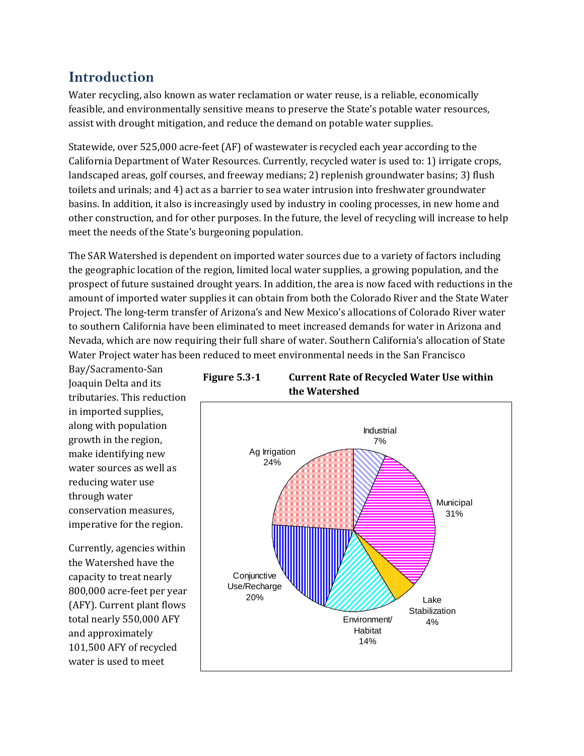## Introduction

Water recycling, also known as water reclamation or water reuse, is a reliable, economically feasible, and environmentally sensitive means to preserve the State's potable water resources, assist with drought mitigation, and reduce the demand on potable water supplies.

Statewide, over 525,000 acre-feet (AF) of wastewater is recycled each year according to the California Department of Water Resources. Currently, recycled water is used to: 1) irrigate crops, landscaped areas, golf courses, and freeway medians; 2) replenish groundwater basins; 3) flush toilets and urinals; and 4) act as a barrier to sea water intrusion into freshwater groundwater basins. In addition, it also is increasingly used by industry in cooling processes, in new home and other construction, and for other purposes. In the future, the level of recycling will increase to help meet the needs of the State's burgeoning population.

The SAR Watershed is dependent on imported water sources due to a variety of factors including the geographic location of the region, limited local water supplies, a growing population, and the prospect of future sustained drought years. In addition, the area is now faced with reductions in the amount of imported water supplies it can obtain from both the Colorado River and the State Water Project. The long-term transfer of Arizona's and New Mexico's allocations of Colorado River water to southern California have been eliminated to meet increased demands for water in Arizona and Nevada, which are now requiring their full share of water. Southern California's allocation of State Water Project water has been reduced to meet environmental needs in the San Francisco Bay/Sacramento-San Joaquin Delta and its tributaries. This reduction in imported supplies, along with population growth in the region, make identifying new water sources as well as reducing water use through water conservation measures, imperative for the region.

Currently, agencies within the Watershed have the capacity to treat nearly 800,000 acre-feet per year (AFY). Current plant flows total nearly 550,000 AFY and approximately 101,500 AFY of recycled water is used to meet

**Figure 5.3-1 Current Rate of Recycled Water Use within the Watershed**

| Use | Percent |
|---|---|
| Industrial | 7% |
| Municipal | 31% |
| Lake Stabilization | 4% |
| Environment/ Habitat | 14% |
| Conjunctive Use/Recharge | 20% |
| Ag Irrigation | 24% |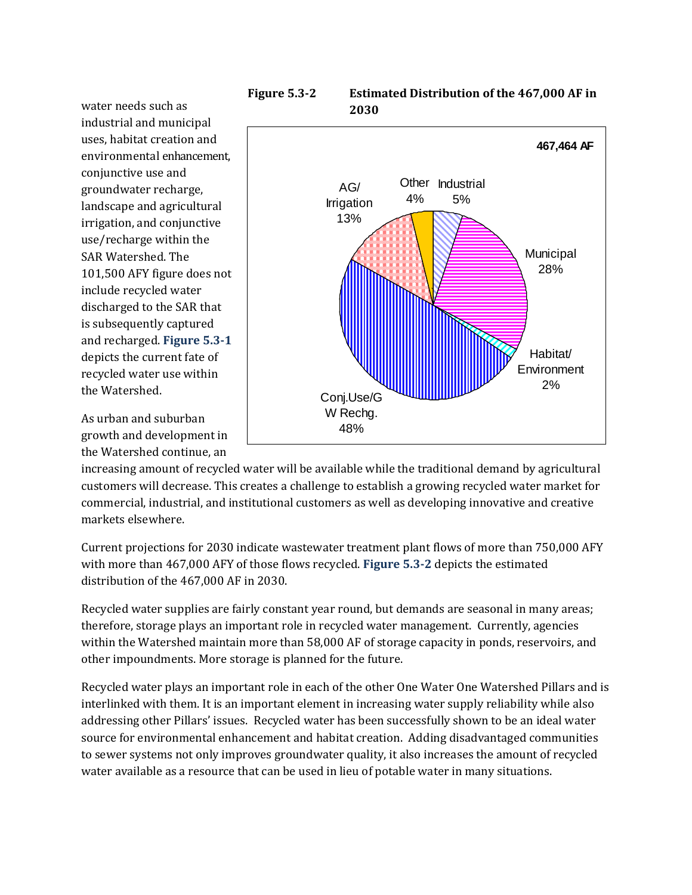water needs such as industrial and municipal uses, habitat creation and environmental enhancement, conjunctive use and groundwater recharge, landscape and agricultural irrigation, and conjunctive use/recharge within the SAR Watershed. The 101,500 AFY figure does not include recycled water discharged to the SAR that is subsequently captured and recharged. **Figure 5.3-1** depicts the current fate of recycled water use within the Watershed.

**Figure 5.3-2 Estimated Distribution of the 467,000 AF in 2030**

467,464 AF

| Use | Percent |
|---|---|
| Conj.Use/GW Rechg. | 48% |
| Municipal | 28% |
| AG/Irrigation | 13% |
| Industrial | 5% |
| Other | 4% |
| Habitat/Environment | 2% |

As urban and suburban growth and development in the Watershed continue, an increasing amount of recycled water will be available while the traditional demand by agricultural customers will decrease. This creates a challenge to establish a growing recycled water market for commercial, industrial, and institutional customers as well as developing innovative and creative markets elsewhere.

Current projections for 2030 indicate wastewater treatment plant flows of more than 750,000 AFY with more than 467,000 AFY of those flows recycled. **Figure 5.3-2** depicts the estimated distribution of the 467,000 AF in 2030.

Recycled water supplies are fairly constant year round, but demands are seasonal in many areas; therefore, storage plays an important role in recycled water management. Currently, agencies within the Watershed maintain more than 58,000 AF of storage capacity in ponds, reservoirs, and other impoundments. More storage is planned for the future.

Recycled water plays an important role in each of the other One Water One Watershed Pillars and is interlinked with them. It is an important element in increasing water supply reliability while also addressing other Pillars' issues. Recycled water has been successfully shown to be an ideal water source for environmental enhancement and habitat creation. Adding disadvantaged communities to sewer systems not only improves groundwater quality, it also increases the amount of recycled water available as a resource that can be used in lieu of potable water in many situations.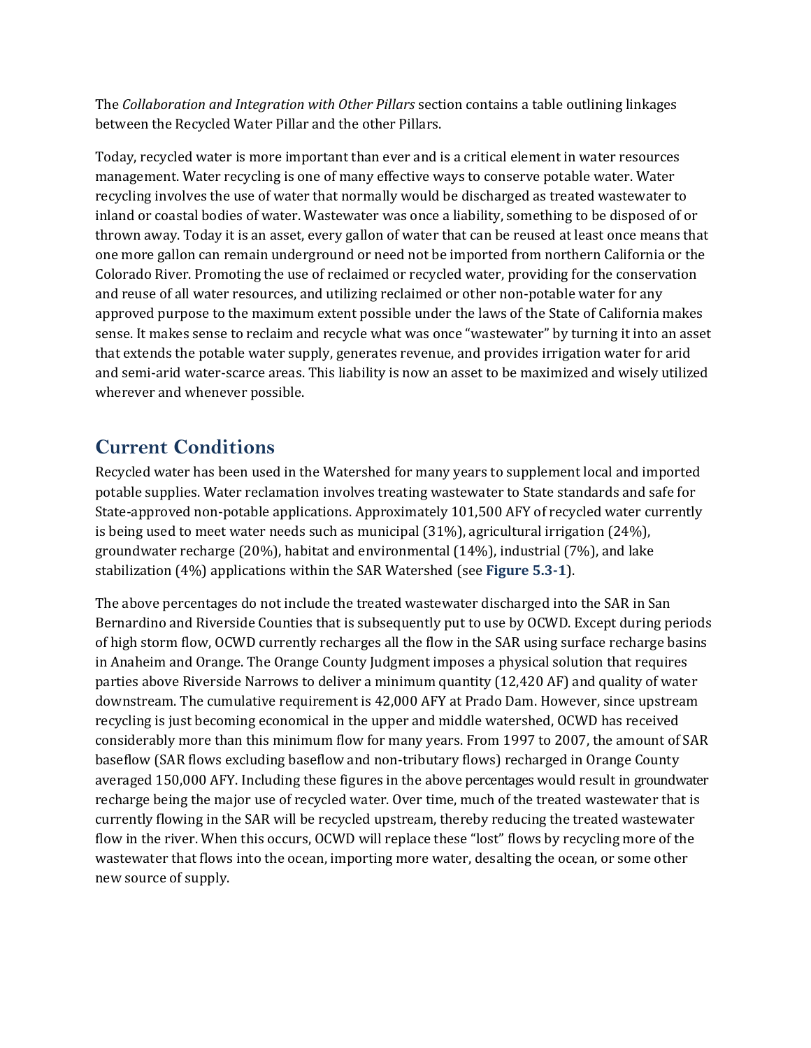The *Collaboration and Integration with Other Pillars* section contains a table outlining linkages between the Recycled Water Pillar and the other Pillars.

Today, recycled water is more important than ever and is a critical element in water resources management. Water recycling is one of many effective ways to conserve potable water. Water recycling involves the use of water that normally would be discharged as treated wastewater to inland or coastal bodies of water. Wastewater was once a liability, something to be disposed of or thrown away. Today it is an asset, every gallon of water that can be reused at least once means that one more gallon can remain underground or need not be imported from northern California or the Colorado River. Promoting the use of reclaimed or recycled water, providing for the conservation and reuse of all water resources, and utilizing reclaimed or other non-potable water for any approved purpose to the maximum extent possible under the laws of the State of California makes sense. It makes sense to reclaim and recycle what was once "wastewater" by turning it into an asset that extends the potable water supply, generates revenue, and provides irrigation water for arid and semi-arid water-scarce areas. This liability is now an asset to be maximized and wisely utilized wherever and whenever possible.

## Current Conditions

Recycled water has been used in the Watershed for many years to supplement local and imported potable supplies. Water reclamation involves treating wastewater to State standards and safe for State-approved non-potable applications. Approximately 101,500 AFY of recycled water currently is being used to meet water needs such as municipal (31%), agricultural irrigation (24%), groundwater recharge (20%), habitat and environmental (14%), industrial (7%), and lake stabilization (4%) applications within the SAR Watershed (see **Figure 5.3-1**).

The above percentages do not include the treated wastewater discharged into the SAR in San Bernardino and Riverside Counties that is subsequently put to use by OCWD. Except during periods of high storm flow, OCWD currently recharges all the flow in the SAR using surface recharge basins in Anaheim and Orange. The Orange County Judgment imposes a physical solution that requires parties above Riverside Narrows to deliver a minimum quantity (12,420 AF) and quality of water downstream. The cumulative requirement is 42,000 AFY at Prado Dam. However, since upstream recycling is just becoming economical in the upper and middle watershed, OCWD has received considerably more than this minimum flow for many years. From 1997 to 2007, the amount of SAR baseflow (SAR flows excluding baseflow and non-tributary flows) recharged in Orange County averaged 150,000 AFY. Including these figures in the above percentages would result in groundwater recharge being the major use of recycled water. Over time, much of the treated wastewater that is currently flowing in the SAR will be recycled upstream, thereby reducing the treated wastewater flow in the river. When this occurs, OCWD will replace these "lost" flows by recycling more of the wastewater that flows into the ocean, importing more water, desalting the ocean, or some other new source of supply.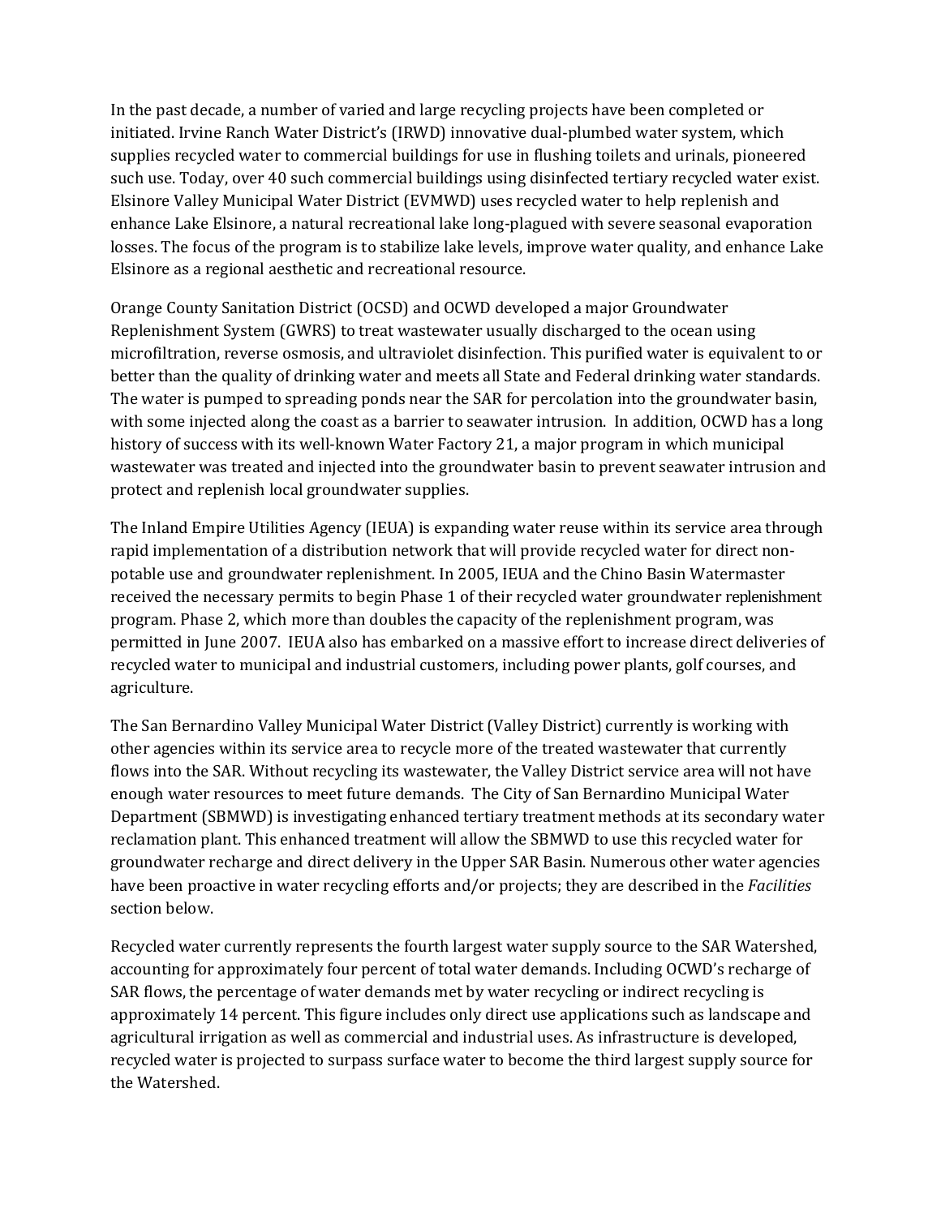In the past decade, a number of varied and large recycling projects have been completed or initiated. Irvine Ranch Water District's (IRWD) innovative dual-plumbed water system, which supplies recycled water to commercial buildings for use in flushing toilets and urinals, pioneered such use. Today, over 40 such commercial buildings using disinfected tertiary recycled water exist. Elsinore Valley Municipal Water District (EVMWD) uses recycled water to help replenish and enhance Lake Elsinore, a natural recreational lake long-plagued with severe seasonal evaporation losses. The focus of the program is to stabilize lake levels, improve water quality, and enhance Lake Elsinore as a regional aesthetic and recreational resource.

Orange County Sanitation District (OCSD) and OCWD developed a major Groundwater Replenishment System (GWRS) to treat wastewater usually discharged to the ocean using microfiltration, reverse osmosis, and ultraviolet disinfection. This purified water is equivalent to or better than the quality of drinking water and meets all State and Federal drinking water standards. The water is pumped to spreading ponds near the SAR for percolation into the groundwater basin, with some injected along the coast as a barrier to seawater intrusion. In addition, OCWD has a long history of success with its well-known Water Factory 21, a major program in which municipal wastewater was treated and injected into the groundwater basin to prevent seawater intrusion and protect and replenish local groundwater supplies.

The Inland Empire Utilities Agency (IEUA) is expanding water reuse within its service area through rapid implementation of a distribution network that will provide recycled water for direct non-potable use and groundwater replenishment. In 2005, IEUA and the Chino Basin Watermaster received the necessary permits to begin Phase 1 of their recycled water groundwater replenishment program. Phase 2, which more than doubles the capacity of the replenishment program, was permitted in June 2007. IEUA also has embarked on a massive effort to increase direct deliveries of recycled water to municipal and industrial customers, including power plants, golf courses, and agriculture.

The San Bernardino Valley Municipal Water District (Valley District) currently is working with other agencies within its service area to recycle more of the treated wastewater that currently flows into the SAR. Without recycling its wastewater, the Valley District service area will not have enough water resources to meet future demands. The City of San Bernardino Municipal Water Department (SBMWD) is investigating enhanced tertiary treatment methods at its secondary water reclamation plant. This enhanced treatment will allow the SBMWD to use this recycled water for groundwater recharge and direct delivery in the Upper SAR Basin. Numerous other water agencies have been proactive in water recycling efforts and/or projects; they are described in the *Facilities* section below.

Recycled water currently represents the fourth largest water supply source to the SAR Watershed, accounting for approximately four percent of total water demands. Including OCWD's recharge of SAR flows, the percentage of water demands met by water recycling or indirect recycling is approximately 14 percent. This figure includes only direct use applications such as landscape and agricultural irrigation as well as commercial and industrial uses. As infrastructure is developed, recycled water is projected to surpass surface water to become the third largest supply source for the Watershed.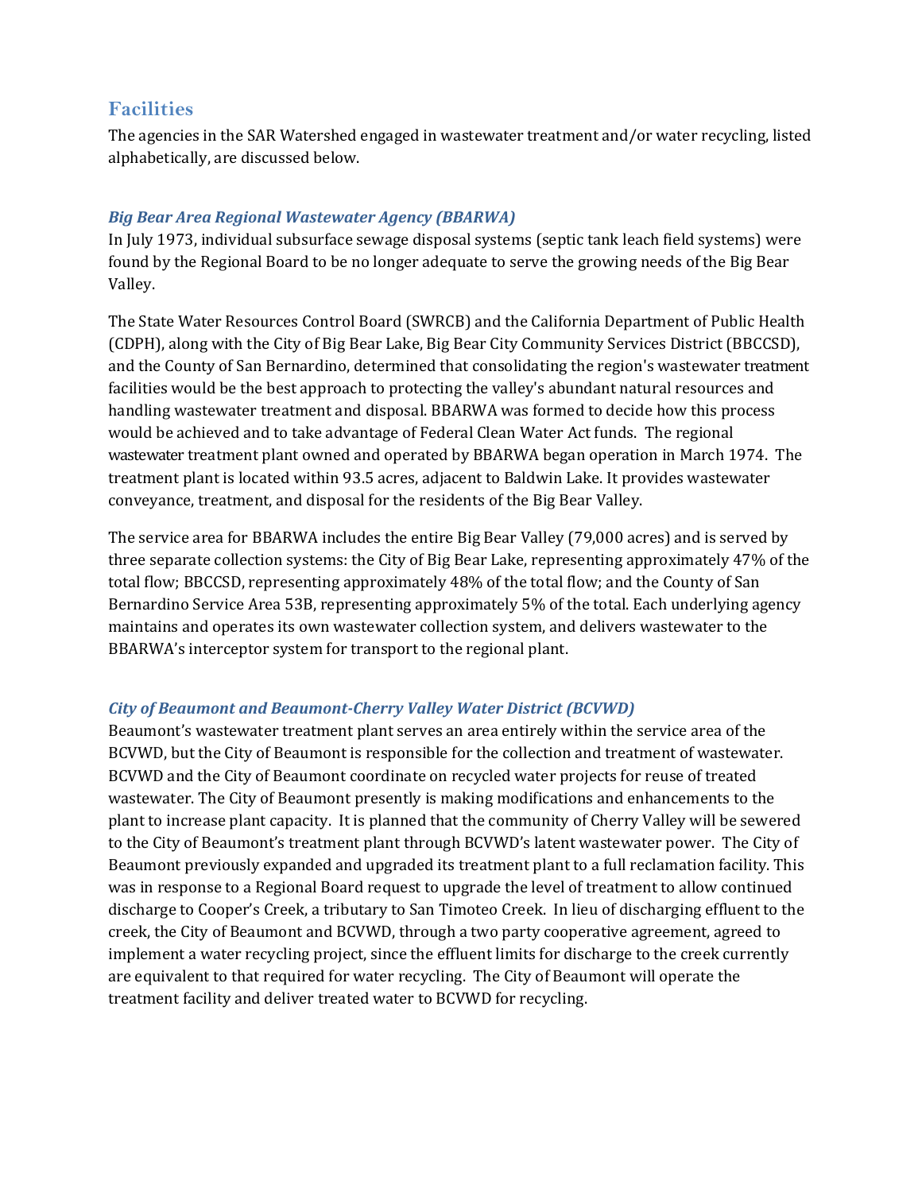## Facilities

The agencies in the SAR Watershed engaged in wastewater treatment and/or water recycling, listed alphabetically, are discussed below.

### *Big Bear Area Regional Wastewater Agency (BBARWA)*

In July 1973, individual subsurface sewage disposal systems (septic tank leach field systems) were found by the Regional Board to be no longer adequate to serve the growing needs of the Big Bear Valley.

The State Water Resources Control Board (SWRCB) and the California Department of Public Health (CDPH), along with the City of Big Bear Lake, Big Bear City Community Services District (BBCCSD), and the County of San Bernardino, determined that consolidating the region's wastewater treatment facilities would be the best approach to protecting the valley's abundant natural resources and handling wastewater treatment and disposal. BBARWA was formed to decide how this process would be achieved and to take advantage of Federal Clean Water Act funds. The regional wastewater treatment plant owned and operated by BBARWA began operation in March 1974. The treatment plant is located within 93.5 acres, adjacent to Baldwin Lake. It provides wastewater conveyance, treatment, and disposal for the residents of the Big Bear Valley.

The service area for BBARWA includes the entire Big Bear Valley (79,000 acres) and is served by three separate collection systems: the City of Big Bear Lake, representing approximately 47% of the total flow; BBCCSD, representing approximately 48% of the total flow; and the County of San Bernardino Service Area 53B, representing approximately 5% of the total. Each underlying agency maintains and operates its own wastewater collection system, and delivers wastewater to the BBARWA's interceptor system for transport to the regional plant.

### *City of Beaumont and Beaumont-Cherry Valley Water District (BCVWD)*

Beaumont's wastewater treatment plant serves an area entirely within the service area of the BCVWD, but the City of Beaumont is responsible for the collection and treatment of wastewater. BCVWD and the City of Beaumont coordinate on recycled water projects for reuse of treated wastewater. The City of Beaumont presently is making modifications and enhancements to the plant to increase plant capacity. It is planned that the community of Cherry Valley will be sewered to the City of Beaumont's treatment plant through BCVWD's latent wastewater power. The City of Beaumont previously expanded and upgraded its treatment plant to a full reclamation facility. This was in response to a Regional Board request to upgrade the level of treatment to allow continued discharge to Cooper's Creek, a tributary to San Timoteo Creek. In lieu of discharging effluent to the creek, the City of Beaumont and BCVWD, through a two party cooperative agreement, agreed to implement a water recycling project, since the effluent limits for discharge to the creek currently are equivalent to that required for water recycling. The City of Beaumont will operate the treatment facility and deliver treated water to BCVWD for recycling.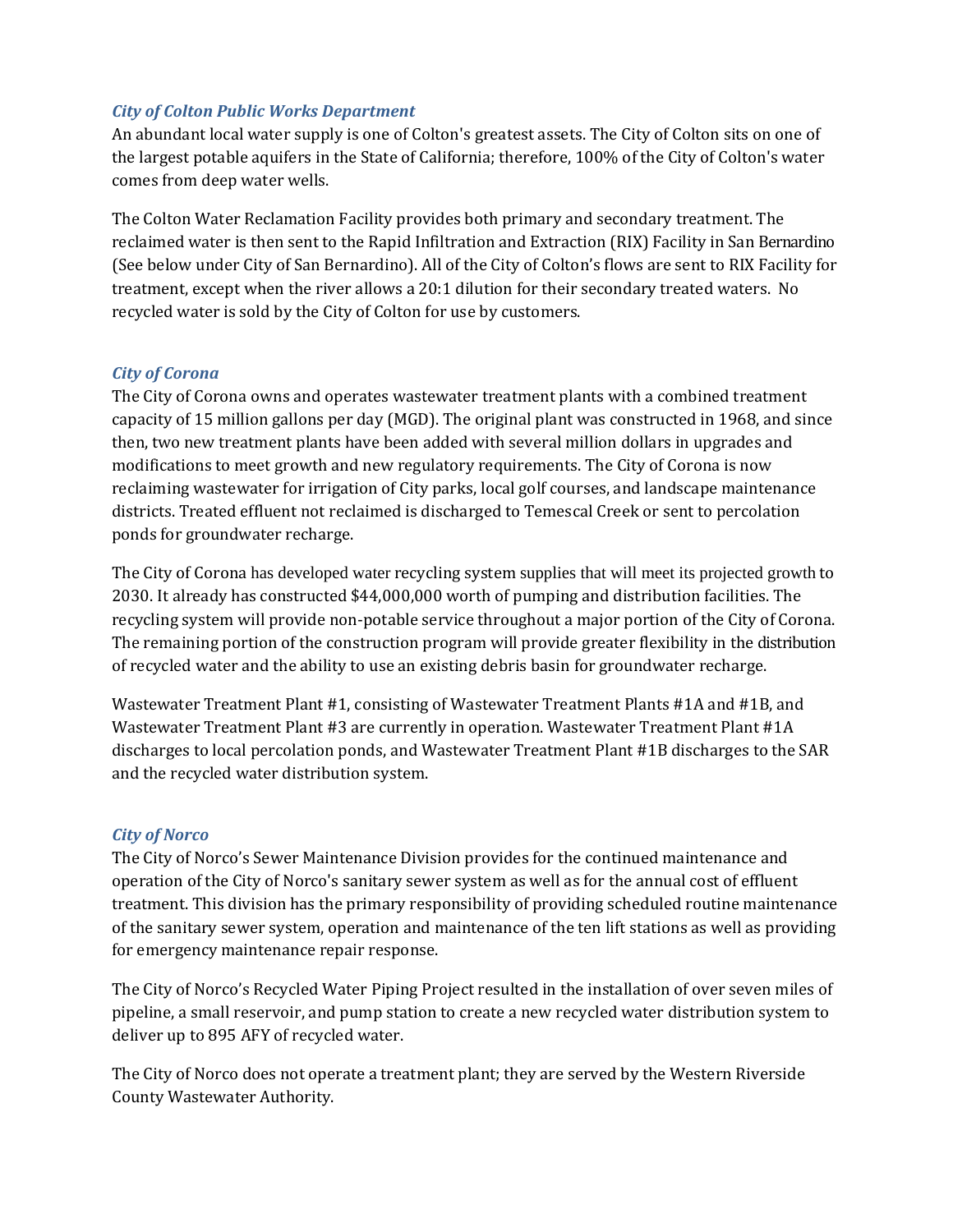### *City of Colton Public Works Department*

An abundant local water supply is one of Colton's greatest assets. The City of Colton sits on one of the largest potable aquifers in the State of California; therefore, 100% of the City of Colton's water comes from deep water wells.

The Colton Water Reclamation Facility provides both primary and secondary treatment. The reclaimed water is then sent to the Rapid Infiltration and Extraction (RIX) Facility in San Bernardino (See below under City of San Bernardino). All of the City of Colton's flows are sent to RIX Facility for treatment, except when the river allows a 20:1 dilution for their secondary treated waters. No recycled water is sold by the City of Colton for use by customers.

### *City of Corona*

The City of Corona owns and operates wastewater treatment plants with a combined treatment capacity of 15 million gallons per day (MGD). The original plant was constructed in 1968, and since then, two new treatment plants have been added with several million dollars in upgrades and modifications to meet growth and new regulatory requirements. The City of Corona is now reclaiming wastewater for irrigation of City parks, local golf courses, and landscape maintenance districts. Treated effluent not reclaimed is discharged to Temescal Creek or sent to percolation ponds for groundwater recharge.

The City of Corona has developed water recycling system supplies that will meet its projected growth to 2030. It already has constructed $44,000,000 worth of pumping and distribution facilities. The recycling system will provide non-potable service throughout a major portion of the City of Corona. The remaining portion of the construction program will provide greater flexibility in the distribution of recycled water and the ability to use an existing debris basin for groundwater recharge.

Wastewater Treatment Plant #1, consisting of Wastewater Treatment Plants #1A and #1B, and Wastewater Treatment Plant #3 are currently in operation. Wastewater Treatment Plant #1A discharges to local percolation ponds, and Wastewater Treatment Plant #1B discharges to the SAR and the recycled water distribution system.

### *City of Norco*

The City of Norco's Sewer Maintenance Division provides for the continued maintenance and operation of the City of Norco's sanitary sewer system as well as for the annual cost of effluent treatment. This division has the primary responsibility of providing scheduled routine maintenance of the sanitary sewer system, operation and maintenance of the ten lift stations as well as providing for emergency maintenance repair response.

The City of Norco's Recycled Water Piping Project resulted in the installation of over seven miles of pipeline, a small reservoir, and pump station to create a new recycled water distribution system to deliver up to 895 AFY of recycled water.

The City of Norco does not operate a treatment plant; they are served by the Western Riverside County Wastewater Authority.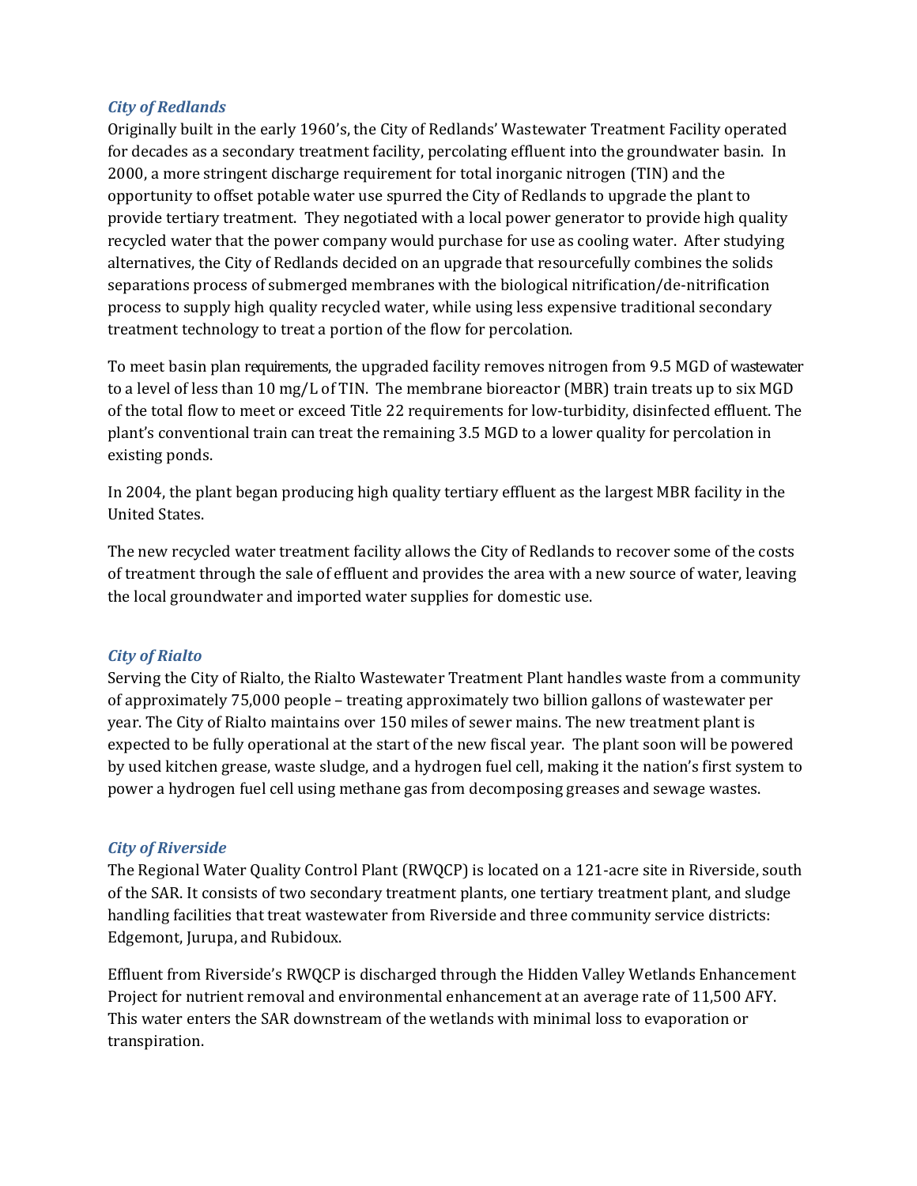### *City of Redlands*

Originally built in the early 1960's, the City of Redlands' Wastewater Treatment Facility operated for decades as a secondary treatment facility, percolating effluent into the groundwater basin. In 2000, a more stringent discharge requirement for total inorganic nitrogen (TIN) and the opportunity to offset potable water use spurred the City of Redlands to upgrade the plant to provide tertiary treatment. They negotiated with a local power generator to provide high quality recycled water that the power company would purchase for use as cooling water. After studying alternatives, the City of Redlands decided on an upgrade that resourcefully combines the solids separations process of submerged membranes with the biological nitrification/de-nitrification process to supply high quality recycled water, while using less expensive traditional secondary treatment technology to treat a portion of the flow for percolation.

To meet basin plan requirements, the upgraded facility removes nitrogen from 9.5 MGD of wastewater to a level of less than 10 mg/L of TIN. The membrane bioreactor (MBR) train treats up to six MGD of the total flow to meet or exceed Title 22 requirements for low-turbidity, disinfected effluent. The plant's conventional train can treat the remaining 3.5 MGD to a lower quality for percolation in existing ponds.

In 2004, the plant began producing high quality tertiary effluent as the largest MBR facility in the United States.

The new recycled water treatment facility allows the City of Redlands to recover some of the costs of treatment through the sale of effluent and provides the area with a new source of water, leaving the local groundwater and imported water supplies for domestic use.

### *City of Rialto*

Serving the City of Rialto, the Rialto Wastewater Treatment Plant handles waste from a community of approximately 75,000 people – treating approximately two billion gallons of wastewater per year. The City of Rialto maintains over 150 miles of sewer mains. The new treatment plant is expected to be fully operational at the start of the new fiscal year. The plant soon will be powered by used kitchen grease, waste sludge, and a hydrogen fuel cell, making it the nation's first system to power a hydrogen fuel cell using methane gas from decomposing greases and sewage wastes.

### *City of Riverside*

The Regional Water Quality Control Plant (RWQCP) is located on a 121-acre site in Riverside, south of the SAR. It consists of two secondary treatment plants, one tertiary treatment plant, and sludge handling facilities that treat wastewater from Riverside and three community service districts: Edgemont, Jurupa, and Rubidoux.

Effluent from Riverside's RWQCP is discharged through the Hidden Valley Wetlands Enhancement Project for nutrient removal and environmental enhancement at an average rate of 11,500 AFY. This water enters the SAR downstream of the wetlands with minimal loss to evaporation or transpiration.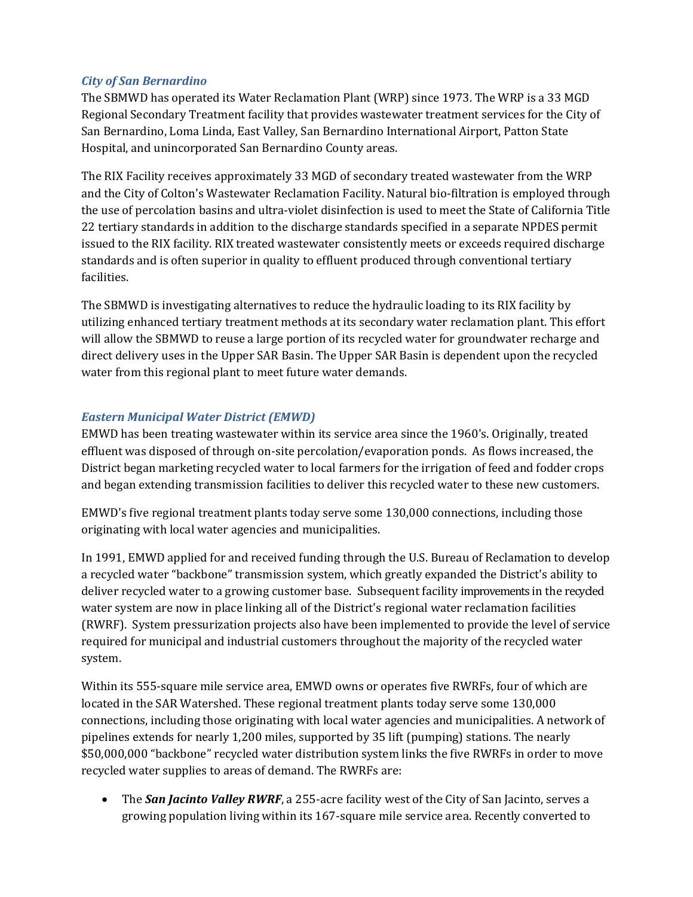### *City of San Bernardino*

The SBMWD has operated its Water Reclamation Plant (WRP) since 1973. The WRP is a 33 MGD Regional Secondary Treatment facility that provides wastewater treatment services for the City of San Bernardino, Loma Linda, East Valley, San Bernardino International Airport, Patton State Hospital, and unincorporated San Bernardino County areas.

The RIX Facility receives approximately 33 MGD of secondary treated wastewater from the WRP and the City of Colton's Wastewater Reclamation Facility. Natural bio-filtration is employed through the use of percolation basins and ultra-violet disinfection is used to meet the State of California Title 22 tertiary standards in addition to the discharge standards specified in a separate NPDES permit issued to the RIX facility. RIX treated wastewater consistently meets or exceeds required discharge standards and is often superior in quality to effluent produced through conventional tertiary facilities.

The SBMWD is investigating alternatives to reduce the hydraulic loading to its RIX facility by utilizing enhanced tertiary treatment methods at its secondary water reclamation plant. This effort will allow the SBMWD to reuse a large portion of its recycled water for groundwater recharge and direct delivery uses in the Upper SAR Basin. The Upper SAR Basin is dependent upon the recycled water from this regional plant to meet future water demands.

### *Eastern Municipal Water District (EMWD)*

EMWD has been treating wastewater within its service area since the 1960's. Originally, treated effluent was disposed of through on-site percolation/evaporation ponds. As flows increased, the District began marketing recycled water to local farmers for the irrigation of feed and fodder crops and began extending transmission facilities to deliver this recycled water to these new customers.

EMWD's five regional treatment plants today serve some 130,000 connections, including those originating with local water agencies and municipalities.

In 1991, EMWD applied for and received funding through the U.S. Bureau of Reclamation to develop a recycled water "backbone" transmission system, which greatly expanded the District's ability to deliver recycled water to a growing customer base. Subsequent facility improvements in the recycled water system are now in place linking all of the District's regional water reclamation facilities (RWRF). System pressurization projects also have been implemented to provide the level of service required for municipal and industrial customers throughout the majority of the recycled water system.

Within its 555-square mile service area, EMWD owns or operates five RWRFs, four of which are located in the SAR Watershed. These regional treatment plants today serve some 130,000 connections, including those originating with local water agencies and municipalities. A network of pipelines extends for nearly 1,200 miles, supported by 35 lift (pumping) stations. The nearly $50,000,000 "backbone" recycled water distribution system links the five RWRFs in order to move recycled water supplies to areas of demand. The RWRFs are:

- The ***San Jacinto Valley RWRF***, a 255-acre facility west of the City of San Jacinto, serves a growing population living within its 167-square mile service area. Recently converted to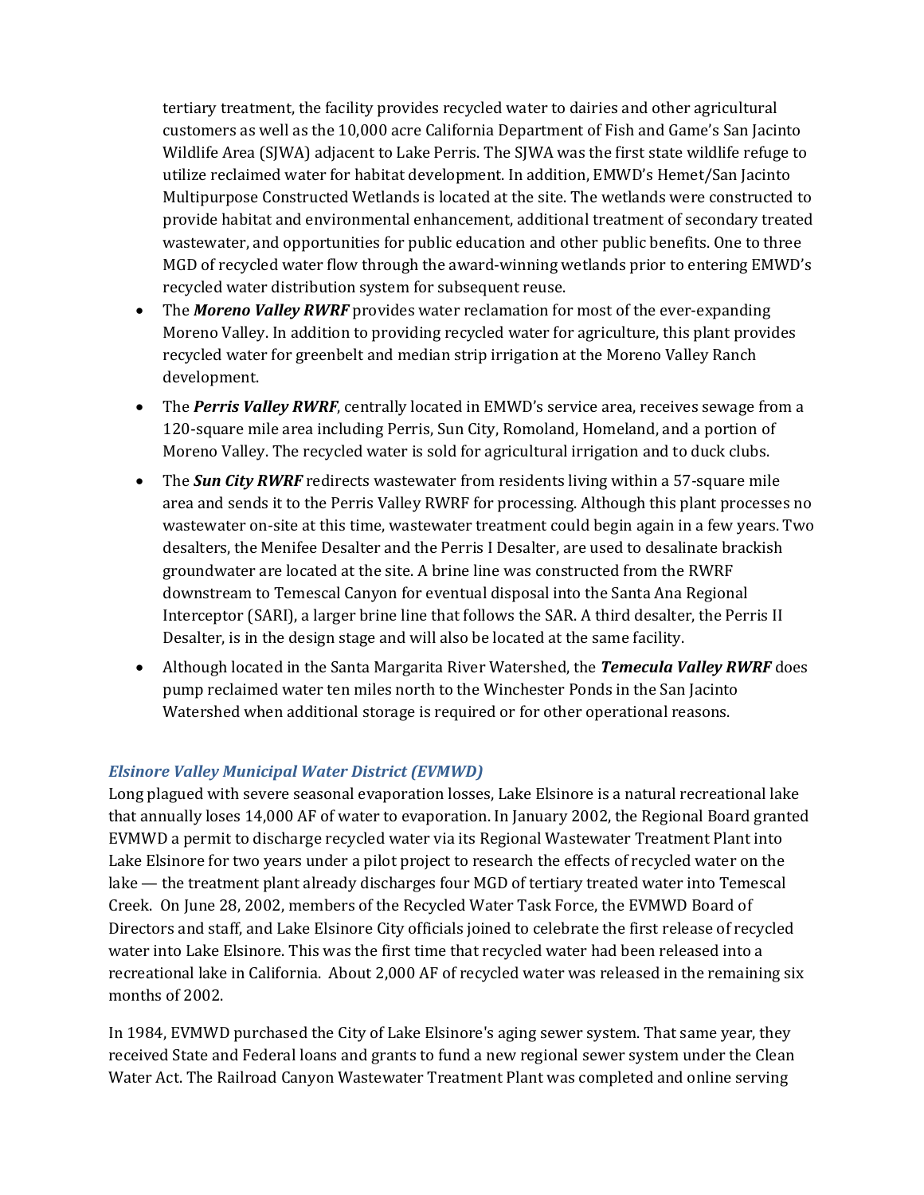tertiary treatment, the facility provides recycled water to dairies and other agricultural customers as well as the 10,000 acre California Department of Fish and Game's San Jacinto Wildlife Area (SJWA) adjacent to Lake Perris. The SJWA was the first state wildlife refuge to utilize reclaimed water for habitat development. In addition, EMWD's Hemet/San Jacinto Multipurpose Constructed Wetlands is located at the site. The wetlands were constructed to provide habitat and environmental enhancement, additional treatment of secondary treated wastewater, and opportunities for public education and other public benefits. One to three MGD of recycled water flow through the award-winning wetlands prior to entering EMWD's recycled water distribution system for subsequent reuse.

- The ***Moreno Valley RWRF*** provides water reclamation for most of the ever-expanding Moreno Valley. In addition to providing recycled water for agriculture, this plant provides recycled water for greenbelt and median strip irrigation at the Moreno Valley Ranch development.
- The ***Perris Valley RWRF***, centrally located in EMWD's service area, receives sewage from a 120-square mile area including Perris, Sun City, Romoland, Homeland, and a portion of Moreno Valley. The recycled water is sold for agricultural irrigation and to duck clubs.
- The ***Sun City RWRF*** redirects wastewater from residents living within a 57-square mile area and sends it to the Perris Valley RWRF for processing. Although this plant processes no wastewater on-site at this time, wastewater treatment could begin again in a few years. Two desalters, the Menifee Desalter and the Perris I Desalter, are used to desalinate brackish groundwater are located at the site. A brine line was constructed from the RWRF downstream to Temescal Canyon for eventual disposal into the Santa Ana Regional Interceptor (SARI), a larger brine line that follows the SAR. A third desalter, the Perris II Desalter, is in the design stage and will also be located at the same facility.
- Although located in the Santa Margarita River Watershed, the ***Temecula Valley RWRF*** does pump reclaimed water ten miles north to the Winchester Ponds in the San Jacinto Watershed when additional storage is required or for other operational reasons.

### *Elsinore Valley Municipal Water District (EVMWD)*

Long plagued with severe seasonal evaporation losses, Lake Elsinore is a natural recreational lake that annually loses 14,000 AF of water to evaporation. In January 2002, the Regional Board granted EVMWD a permit to discharge recycled water via its Regional Wastewater Treatment Plant into Lake Elsinore for two years under a pilot project to research the effects of recycled water on the lake — the treatment plant already discharges four MGD of tertiary treated water into Temescal Creek. On June 28, 2002, members of the Recycled Water Task Force, the EVMWD Board of Directors and staff, and Lake Elsinore City officials joined to celebrate the first release of recycled water into Lake Elsinore. This was the first time that recycled water had been released into a recreational lake in California. About 2,000 AF of recycled water was released in the remaining six months of 2002.

In 1984, EVMWD purchased the City of Lake Elsinore's aging sewer system. That same year, they received State and Federal loans and grants to fund a new regional sewer system under the Clean Water Act. The Railroad Canyon Wastewater Treatment Plant was completed and online serving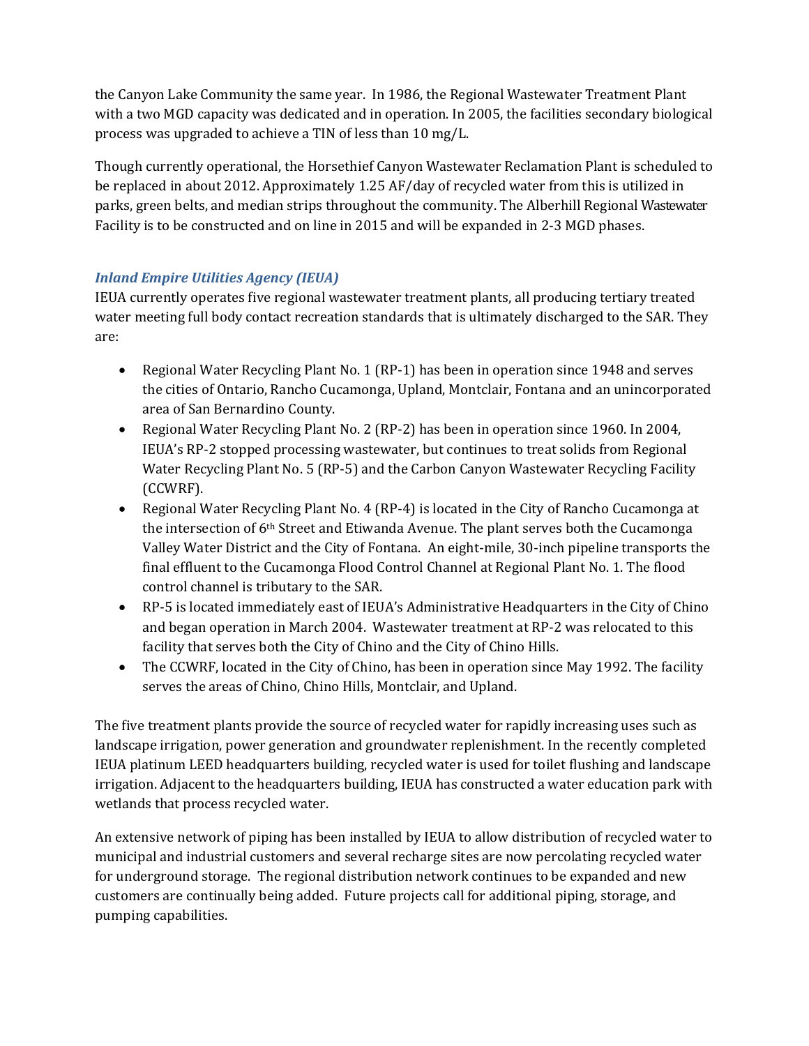the Canyon Lake Community the same year. In 1986, the Regional Wastewater Treatment Plant with a two MGD capacity was dedicated and in operation. In 2005, the facilities secondary biological process was upgraded to achieve a TIN of less than 10 mg/L.

Though currently operational, the Horsethief Canyon Wastewater Reclamation Plant is scheduled to be replaced in about 2012. Approximately 1.25 AF/day of recycled water from this is utilized in parks, green belts, and median strips throughout the community. The Alberhill Regional Wastewater Facility is to be constructed and on line in 2015 and will be expanded in 2-3 MGD phases.

### *Inland Empire Utilities Agency (IEUA)*

IEUA currently operates five regional wastewater treatment plants, all producing tertiary treated water meeting full body contact recreation standards that is ultimately discharged to the SAR. They are:

- Regional Water Recycling Plant No. 1 (RP-1) has been in operation since 1948 and serves the cities of Ontario, Rancho Cucamonga, Upland, Montclair, Fontana and an unincorporated area of San Bernardino County.
- Regional Water Recycling Plant No. 2 (RP-2) has been in operation since 1960. In 2004, IEUA's RP-2 stopped processing wastewater, but continues to treat solids from Regional Water Recycling Plant No. 5 (RP-5) and the Carbon Canyon Wastewater Recycling Facility (CCWRF).
- Regional Water Recycling Plant No. 4 (RP-4) is located in the City of Rancho Cucamonga at the intersection of 6th Street and Etiwanda Avenue. The plant serves both the Cucamonga Valley Water District and the City of Fontana. An eight-mile, 30-inch pipeline transports the final effluent to the Cucamonga Flood Control Channel at Regional Plant No. 1. The flood control channel is tributary to the SAR.
- RP-5 is located immediately east of IEUA's Administrative Headquarters in the City of Chino and began operation in March 2004. Wastewater treatment at RP-2 was relocated to this facility that serves both the City of Chino and the City of Chino Hills.
- The CCWRF, located in the City of Chino, has been in operation since May 1992. The facility serves the areas of Chino, Chino Hills, Montclair, and Upland.

The five treatment plants provide the source of recycled water for rapidly increasing uses such as landscape irrigation, power generation and groundwater replenishment. In the recently completed IEUA platinum LEED headquarters building, recycled water is used for toilet flushing and landscape irrigation. Adjacent to the headquarters building, IEUA has constructed a water education park with wetlands that process recycled water.

An extensive network of piping has been installed by IEUA to allow distribution of recycled water to municipal and industrial customers and several recharge sites are now percolating recycled water for underground storage. The regional distribution network continues to be expanded and new customers are continually being added. Future projects call for additional piping, storage, and pumping capabilities.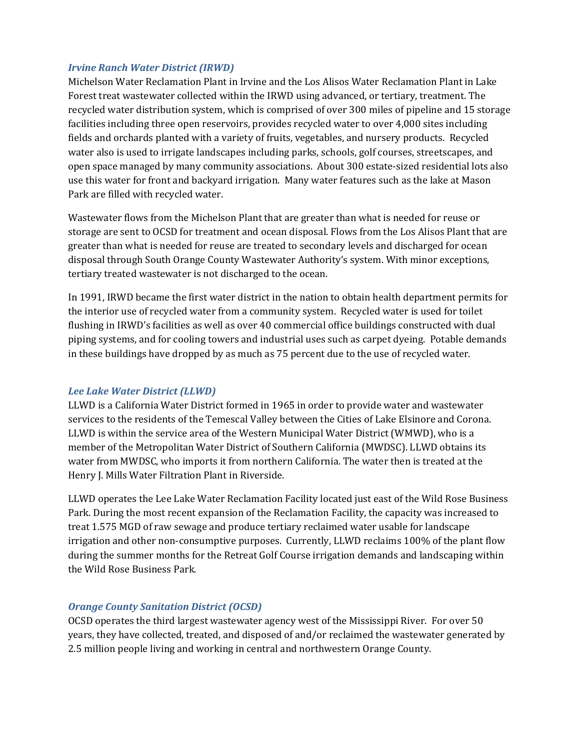### *Irvine Ranch Water District (IRWD)*

Michelson Water Reclamation Plant in Irvine and the Los Alisos Water Reclamation Plant in Lake Forest treat wastewater collected within the IRWD using advanced, or tertiary, treatment. The recycled water distribution system, which is comprised of over 300 miles of pipeline and 15 storage facilities including three open reservoirs, provides recycled water to over 4,000 sites including fields and orchards planted with a variety of fruits, vegetables, and nursery products. Recycled water also is used to irrigate landscapes including parks, schools, golf courses, streetscapes, and open space managed by many community associations. About 300 estate-sized residential lots also use this water for front and backyard irrigation. Many water features such as the lake at Mason Park are filled with recycled water.

Wastewater flows from the Michelson Plant that are greater than what is needed for reuse or storage are sent to OCSD for treatment and ocean disposal. Flows from the Los Alisos Plant that are greater than what is needed for reuse are treated to secondary levels and discharged for ocean disposal through South Orange County Wastewater Authority's system. With minor exceptions, tertiary treated wastewater is not discharged to the ocean.

In 1991, IRWD became the first water district in the nation to obtain health department permits for the interior use of recycled water from a community system. Recycled water is used for toilet flushing in IRWD's facilities as well as over 40 commercial office buildings constructed with dual piping systems, and for cooling towers and industrial uses such as carpet dyeing. Potable demands in these buildings have dropped by as much as 75 percent due to the use of recycled water.

### *Lee Lake Water District (LLWD)*

LLWD is a California Water District formed in 1965 in order to provide water and wastewater services to the residents of the Temescal Valley between the Cities of Lake Elsinore and Corona. LLWD is within the service area of the Western Municipal Water District (WMWD), who is a member of the Metropolitan Water District of Southern California (MWDSC). LLWD obtains its water from MWDSC, who imports it from northern California. The water then is treated at the Henry J. Mills Water Filtration Plant in Riverside.

LLWD operates the Lee Lake Water Reclamation Facility located just east of the Wild Rose Business Park. During the most recent expansion of the Reclamation Facility, the capacity was increased to treat 1.575 MGD of raw sewage and produce tertiary reclaimed water usable for landscape irrigation and other non-consumptive purposes. Currently, LLWD reclaims 100% of the plant flow during the summer months for the Retreat Golf Course irrigation demands and landscaping within the Wild Rose Business Park.

### *Orange County Sanitation District (OCSD)*

OCSD operates the third largest wastewater agency west of the Mississippi River. For over 50 years, they have collected, treated, and disposed of and/or reclaimed the wastewater generated by 2.5 million people living and working in central and northwestern Orange County.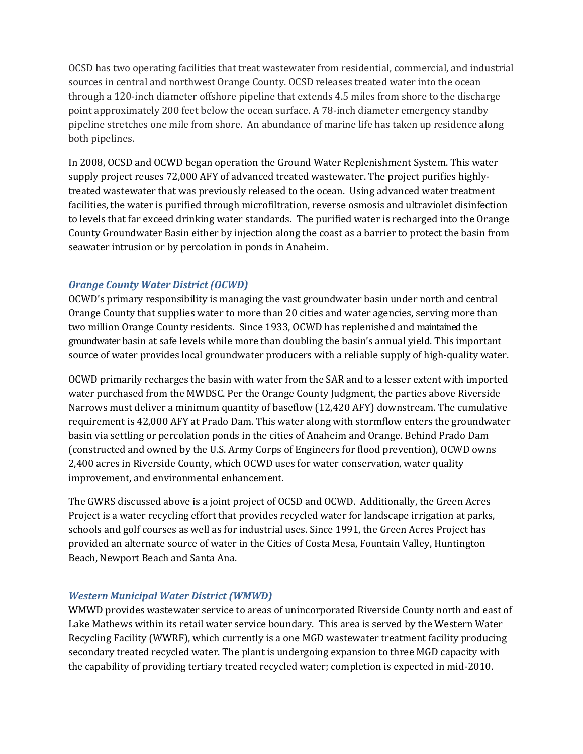OCSD has two operating facilities that treat wastewater from residential, commercial, and industrial sources in central and northwest Orange County. OCSD releases treated water into the ocean through a 120-inch diameter offshore pipeline that extends 4.5 miles from shore to the discharge point approximately 200 feet below the ocean surface. A 78-inch diameter emergency standby pipeline stretches one mile from shore. An abundance of marine life has taken up residence along both pipelines.

In 2008, OCSD and OCWD began operation the Ground Water Replenishment System. This water supply project reuses 72,000 AFY of advanced treated wastewater. The project purifies highly-treated wastewater that was previously released to the ocean. Using advanced water treatment facilities, the water is purified through microfiltration, reverse osmosis and ultraviolet disinfection to levels that far exceed drinking water standards. The purified water is recharged into the Orange County Groundwater Basin either by injection along the coast as a barrier to protect the basin from seawater intrusion or by percolation in ponds in Anaheim.

### *Orange County Water District (OCWD)*

OCWD's primary responsibility is managing the vast groundwater basin under north and central Orange County that supplies water to more than 20 cities and water agencies, serving more than two million Orange County residents. Since 1933, OCWD has replenished and maintained the groundwater basin at safe levels while more than doubling the basin's annual yield. This important source of water provides local groundwater producers with a reliable supply of high-quality water.

OCWD primarily recharges the basin with water from the SAR and to a lesser extent with imported water purchased from the MWDSC. Per the Orange County Judgment, the parties above Riverside Narrows must deliver a minimum quantity of baseflow (12,420 AFY) downstream. The cumulative requirement is 42,000 AFY at Prado Dam. This water along with stormflow enters the groundwater basin via settling or percolation ponds in the cities of Anaheim and Orange. Behind Prado Dam (constructed and owned by the U.S. Army Corps of Engineers for flood prevention), OCWD owns 2,400 acres in Riverside County, which OCWD uses for water conservation, water quality improvement, and environmental enhancement.

The GWRS discussed above is a joint project of OCSD and OCWD. Additionally, the Green Acres Project is a water recycling effort that provides recycled water for landscape irrigation at parks, schools and golf courses as well as for industrial uses. Since 1991, the Green Acres Project has provided an alternate source of water in the Cities of Costa Mesa, Fountain Valley, Huntington Beach, Newport Beach and Santa Ana.

### *Western Municipal Water District (WMWD)*

WMWD provides wastewater service to areas of unincorporated Riverside County north and east of Lake Mathews within its retail water service boundary. This area is served by the Western Water Recycling Facility (WWRF), which currently is a one MGD wastewater treatment facility producing secondary treated recycled water. The plant is undergoing expansion to three MGD capacity with the capability of providing tertiary treated recycled water; completion is expected in mid-2010.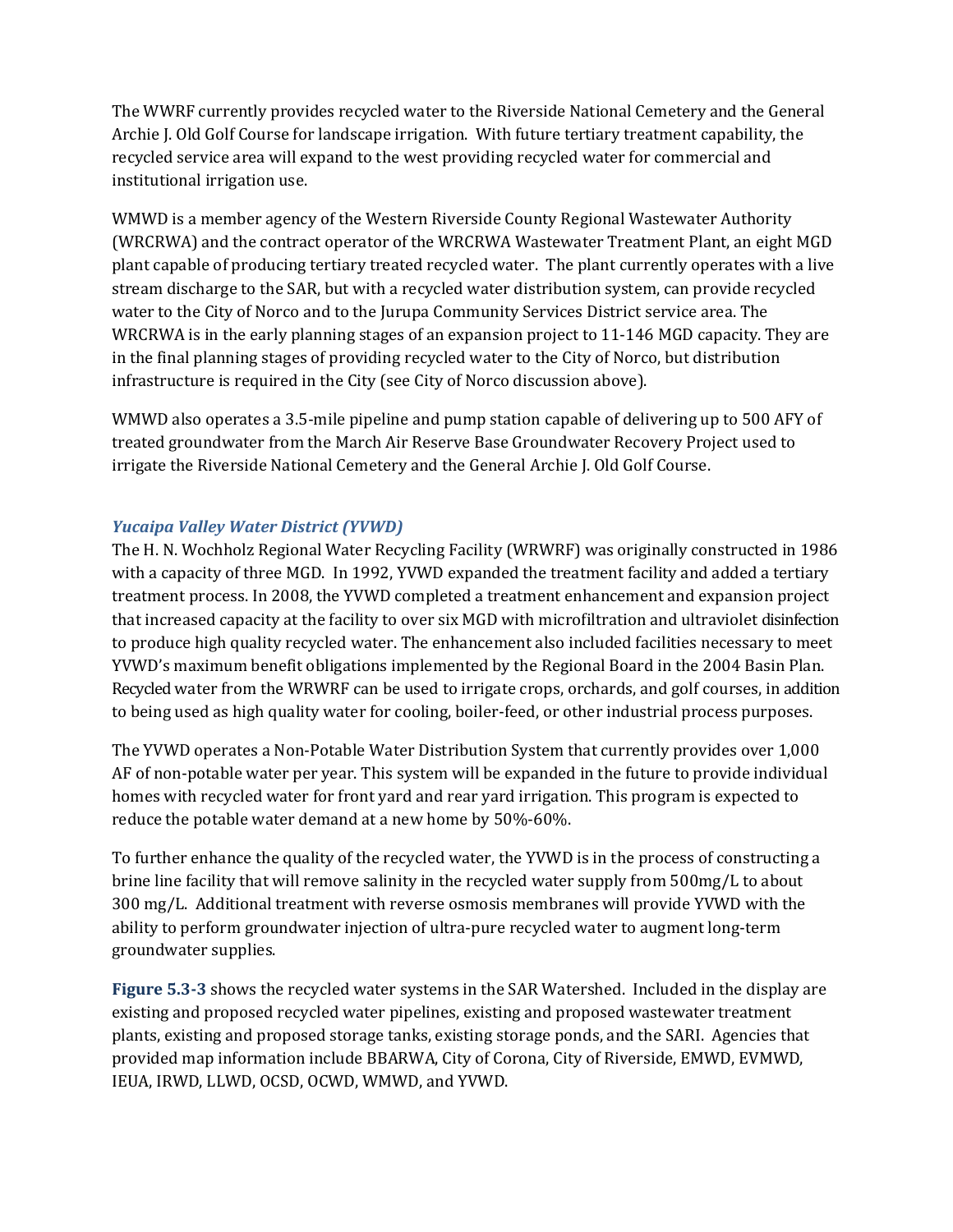The WWRF currently provides recycled water to the Riverside National Cemetery and the General Archie J. Old Golf Course for landscape irrigation. With future tertiary treatment capability, the recycled service area will expand to the west providing recycled water for commercial and institutional irrigation use.

WMWD is a member agency of the Western Riverside County Regional Wastewater Authority (WRCRWA) and the contract operator of the WRCRWA Wastewater Treatment Plant, an eight MGD plant capable of producing tertiary treated recycled water. The plant currently operates with a live stream discharge to the SAR, but with a recycled water distribution system, can provide recycled water to the City of Norco and to the Jurupa Community Services District service area. The WRCRWA is in the early planning stages of an expansion project to 11-146 MGD capacity. They are in the final planning stages of providing recycled water to the City of Norco, but distribution infrastructure is required in the City (see City of Norco discussion above).

WMWD also operates a 3.5-mile pipeline and pump station capable of delivering up to 500 AFY of treated groundwater from the March Air Reserve Base Groundwater Recovery Project used to irrigate the Riverside National Cemetery and the General Archie J. Old Golf Course.

### *Yucaipa Valley Water District (YVWD)*

The H. N. Wochholz Regional Water Recycling Facility (WRWRF) was originally constructed in 1986 with a capacity of three MGD. In 1992, YVWD expanded the treatment facility and added a tertiary treatment process. In 2008, the YVWD completed a treatment enhancement and expansion project that increased capacity at the facility to over six MGD with microfiltration and ultraviolet disinfection to produce high quality recycled water. The enhancement also included facilities necessary to meet YVWD's maximum benefit obligations implemented by the Regional Board in the 2004 Basin Plan. Recycled water from the WRWRF can be used to irrigate crops, orchards, and golf courses, in addition to being used as high quality water for cooling, boiler-feed, or other industrial process purposes.

The YVWD operates a Non-Potable Water Distribution System that currently provides over 1,000 AF of non-potable water per year. This system will be expanded in the future to provide individual homes with recycled water for front yard and rear yard irrigation. This program is expected to reduce the potable water demand at a new home by 50%-60%.

To further enhance the quality of the recycled water, the YVWD is in the process of constructing a brine line facility that will remove salinity in the recycled water supply from 500mg/L to about 300 mg/L. Additional treatment with reverse osmosis membranes will provide YVWD with the ability to perform groundwater injection of ultra-pure recycled water to augment long-term groundwater supplies.

**Figure 5.3-3** shows the recycled water systems in the SAR Watershed. Included in the display are existing and proposed recycled water pipelines, existing and proposed wastewater treatment plants, existing and proposed storage tanks, existing storage ponds, and the SARI. Agencies that provided map information include BBARWA, City of Corona, City of Riverside, EMWD, EVMWD, IEUA, IRWD, LLWD, OCSD, OCWD, WMWD, and YVWD.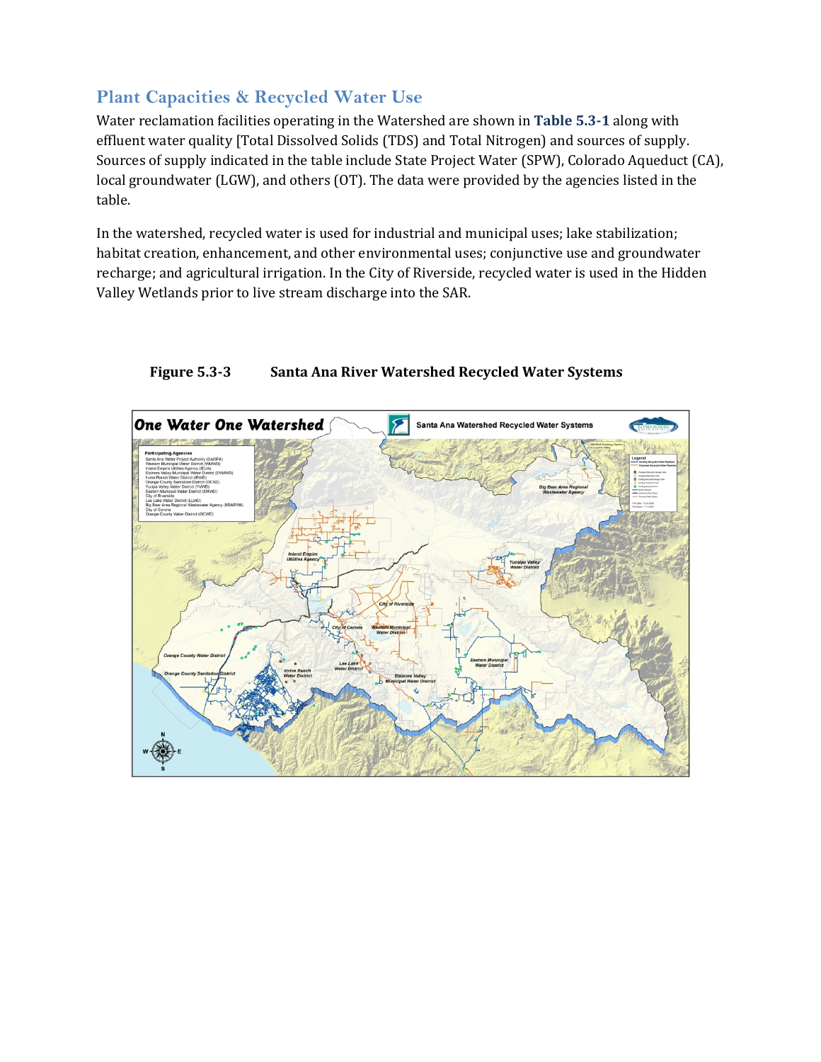## Plant Capacities & Recycled Water Use

Water reclamation facilities operating in the Watershed are shown in **Table 5.3-1** along with effluent water quality [Total Dissolved Solids (TDS) and Total Nitrogen) and sources of supply. Sources of supply indicated in the table include State Project Water (SPW), Colorado Aqueduct (CA), local groundwater (LGW), and others (OT). The data were provided by the agencies listed in the table.

In the watershed, recycled water is used for industrial and municipal uses; lake stabilization; habitat creation, enhancement, and other environmental uses; conjunctive use and groundwater recharge; and agricultural irrigation. In the City of Riverside, recycled water is used in the Hidden Valley Wetlands prior to live stream discharge into the SAR.

**Figure 5.3-3 Santa Ana River Watershed Recycled Water Systems**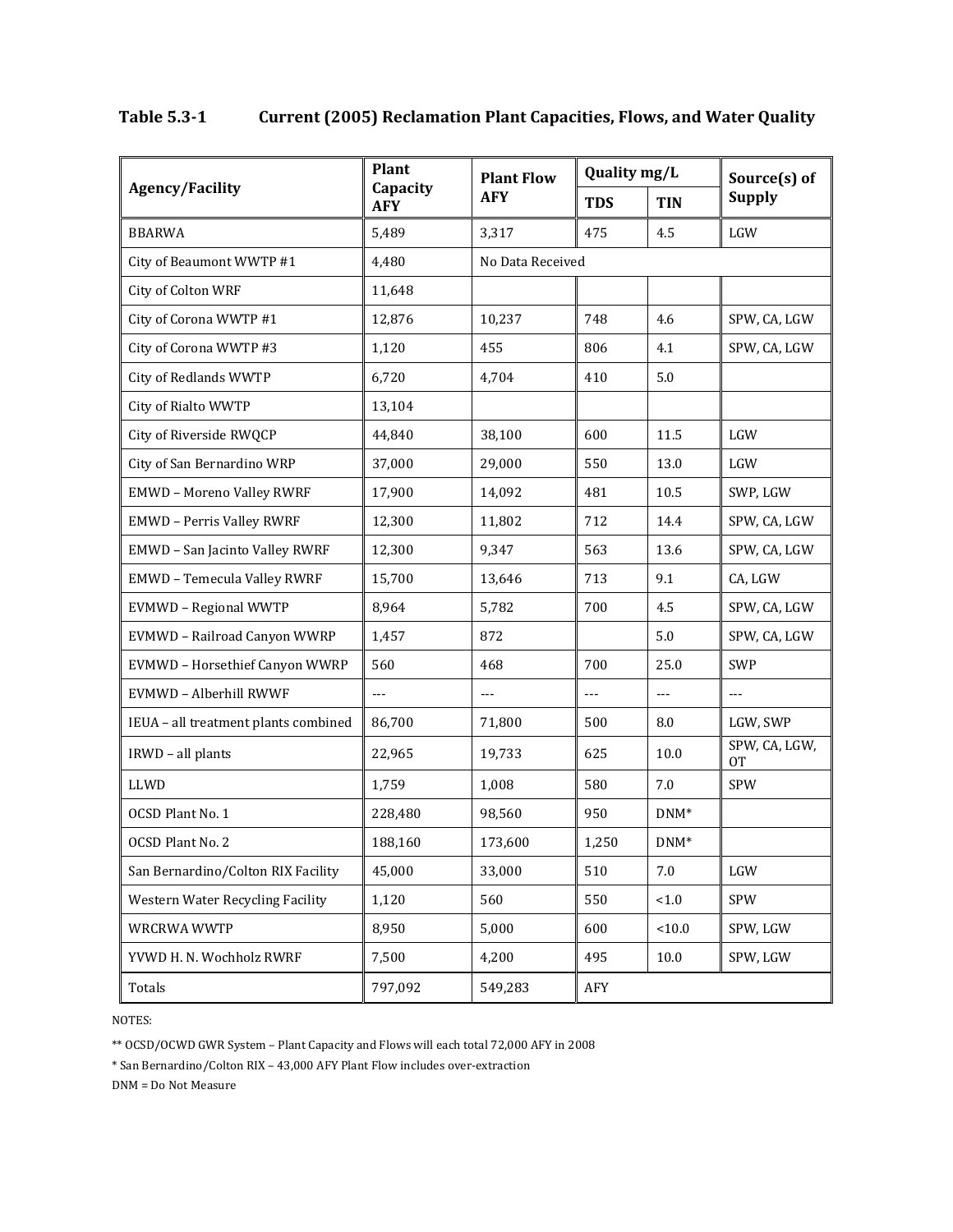**Table 5.3-1 Current (2005) Reclamation Plant Capacities, Flows, and Water Quality**

| Agency/Facility | Plant Capacity AFY | Plant Flow AFY | Quality mg/L | | Source(s) of Supply |
|---|---|---|---|---|---|
| | | | TDS | TIN | |
| BBARWA | 5,489 | 3,317 | 475 | 4.5 | LGW |
| City of Beaumont WWTP #1 | 4,480 | No Data Received | | | |
| City of Colton WRF | 11,648 | | | | |
| City of Corona WWTP #1 | 12,876 | 10,237 | 748 | 4.6 | SPW, CA, LGW |
| City of Corona WWTP #3 | 1,120 | 455 | 806 | 4.1 | SPW, CA, LGW |
| City of Redlands WWTP | 6,720 | 4,704 | 410 | 5.0 | |
| City of Rialto WWTP | 13,104 | | | | |
| City of Riverside RWQCP | 44,840 | 38,100 | 600 | 11.5 | LGW |
| City of San Bernardino WRP | 37,000 | 29,000 | 550 | 13.0 | LGW |
| EMWD – Moreno Valley RWRF | 17,900 | 14,092 | 481 | 10.5 | SWP, LGW |
| EMWD – Perris Valley RWRF | 12,300 | 11,802 | 712 | 14.4 | SPW, CA, LGW |
| EMWD – San Jacinto Valley RWRF | 12,300 | 9,347 | 563 | 13.6 | SPW, CA, LGW |
| EMWD – Temecula Valley RWRF | 15,700 | 13,646 | 713 | 9.1 | CA, LGW |
| EVMWD – Regional WWTP | 8,964 | 5,782 | 700 | 4.5 | SPW, CA, LGW |
| EVMWD – Railroad Canyon WWRP | 1,457 | 872 | | 5.0 | SPW, CA, LGW |
| EVMWD – Horsethief Canyon WWRP | 560 | 468 | 700 | 25.0 | SWP |
| EVMWD – Alberhill RWWF | --- | --- | --- | --- | --- |
| IEUA – all treatment plants combined | 86,700 | 71,800 | 500 | 8.0 | LGW, SWP |
| IRWD – all plants | 22,965 | 19,733 | 625 | 10.0 | SPW, CA, LGW, OT |
| LLWD | 1,759 | 1,008 | 580 | 7.0 | SPW |
| OCSD Plant No. 1 | 228,480 | 98,560 | 950 | DNM* | |
| OCSD Plant No. 2 | 188,160 | 173,600 | 1,250 | DNM* | |
| San Bernardino/Colton RIX Facility | 45,000 | 33,000 | 510 | 7.0 | LGW |
| Western Water Recycling Facility | 1,120 | 560 | 550 | <1.0 | SPW |
| WRCRWA WWTP | 8,950 | 5,000 | 600 | <10.0 | SPW, LGW |
| YVWD H. N. Wochholz RWRF | 7,500 | 4,200 | 495 | 10.0 | SPW, LGW |
| Totals | 797,092 | 549,283 | AFY | | |

NOTES:

** OCSD/OCWD GWR System – Plant Capacity and Flows will each total 72,000 AFY in 2008

* San Bernardino/Colton RIX – 43,000 AFY Plant Flow includes over-extraction

DNM = Do Not Measure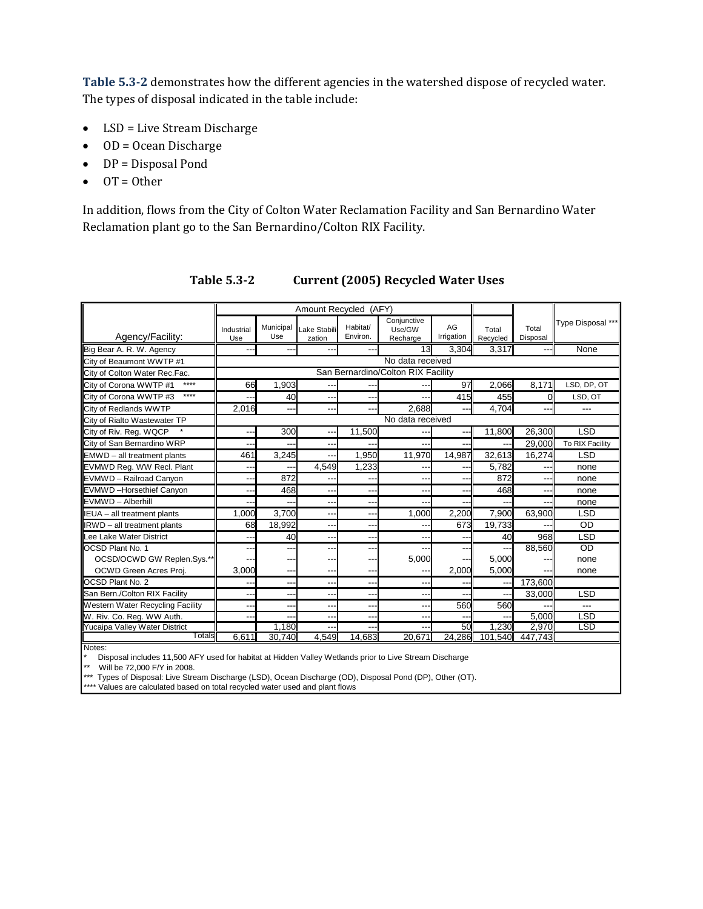**Table 5.3-2** demonstrates how the different agencies in the watershed dispose of recycled water. The types of disposal indicated in the table include:

- LSD = Live Stream Discharge
- OD = Ocean Discharge
- DP = Disposal Pond
- OT = Other

In addition, flows from the City of Colton Water Reclamation Facility and San Bernardino Water Reclamation plant go to the San Bernardino/Colton RIX Facility.

**Table 5.3-2 Current (2005) Recycled Water Uses**

| Agency/Facility: | Amount Recycled (AFY) | | | | | | | | |
|---|---|---|---|---|---|---|---|---|---|
| | Industrial Use | Municipal Use | Lake Stabilization | Habitat/ Environ. | Conjunctive Use/GW Recharge | AG Irrigation | Total Recycled | Total Disposal | Type Disposal *** |
| Big Bear A. R. W. Agency | --- | --- | --- | --- | 13 | 3,304 | 3,317 | --- | None |
| City of Beaumont WWTP #1 | No data received | | | | | | | | |
| City of Colton Water Rec.Fac. | San Bernardino/Colton RIX Facility | | | | | | | | |
| City of Corona WWTP #1 **** | 66 | 1,903 | --- | --- | --- | 97 | 2,066 | 8,171 | LSD, DP, OT |
| City of Corona WWTP #3 **** | --- | 40 | --- | --- | --- | 415 | 455 | 0 | LSD, OT |
| City of Redlands WWTP | 2,016 | --- | --- | --- | 2,688 | --- | 4,704 | --- | --- |
| City of Rialto Wastewater TP | No data received | | | | | | | | |
| City of Riv. Reg. WQCP * | --- | 300 | --- | 11,500 | --- | --- | 11,800 | 26,300 | LSD |
| City of San Bernardino WRP | --- | --- | --- | --- | --- | --- | --- | 29,000 | To RIX Facility |
| EMWD – all treatment plants | 461 | 3,245 | --- | 1,950 | 11,970 | 14,987 | 32,613 | 16,274 | LSD |
| EVMWD Reg. WW Recl. Plant | --- | --- | 4,549 | 1,233 | --- | --- | 5,782 | --- | none |
| EVMWD – Railroad Canyon | --- | 872 | --- | --- | --- | --- | 872 | --- | none |
| EVMWD –Horsethief Canyon | --- | 468 | --- | --- | --- | --- | 468 | --- | none |
| EVMWD – Alberhill | --- | --- | --- | --- | --- | --- | --- | --- | none |
| IEUA – all treatment plants | 1,000 | 3,700 | --- | --- | 1,000 | 2,200 | 7,900 | 63,900 | LSD |
| IRWD – all treatment plants | 68 | 18,992 | --- | --- | --- | 673 | 19,733 | --- | OD |
| Lee Lake Water District | --- | 40 | --- | --- | --- | --- | 40 | 968 | LSD |
| OCSD Plant No. 1 | --- | --- | --- | --- | --- | --- | --- | 88,560 | OD |
| OCSD/OCWD GW Replen.Sys.** | --- | --- | --- | --- | 5,000 | --- | 5,000 | --- | none |
| OCWD Green Acres Proj. | 3,000 | --- | --- | --- | --- | 2,000 | 5,000 | --- | none |
| OCSD Plant No. 2 | --- | --- | --- | --- | --- | --- | --- | 173,600 | |
| San Bern./Colton RIX Facility | --- | --- | --- | --- | --- | --- | --- | 33,000 | LSD |
| Western Water Recycling Facility | --- | --- | --- | --- | --- | 560 | 560 | --- | --- |
| W. Riv. Co. Reg. WW Auth. | --- | --- | --- | --- | --- | --- | --- | 5,000 | LSD |
| Yucaipa Valley Water District | | 1,180 | --- | --- | --- | 50 | 1,230 | 2,970 | LSD |
| Totals | 6,611 | 30,740 | 4,549 | 14,683 | 20,671 | 24,286 | 101,540 | 447,743 | |

Notes:
\* Disposal includes 11,500 AFY used for habitat at Hidden Valley Wetlands prior to Live Stream Discharge
\*\* Will be 72,000 F/Y in 2008.
\*\*\* Types of Disposal: Live Stream Discharge (LSD), Ocean Discharge (OD), Disposal Pond (DP), Other (OT).
\*\*\*\* Values are calculated based on total recycled water used and plant flows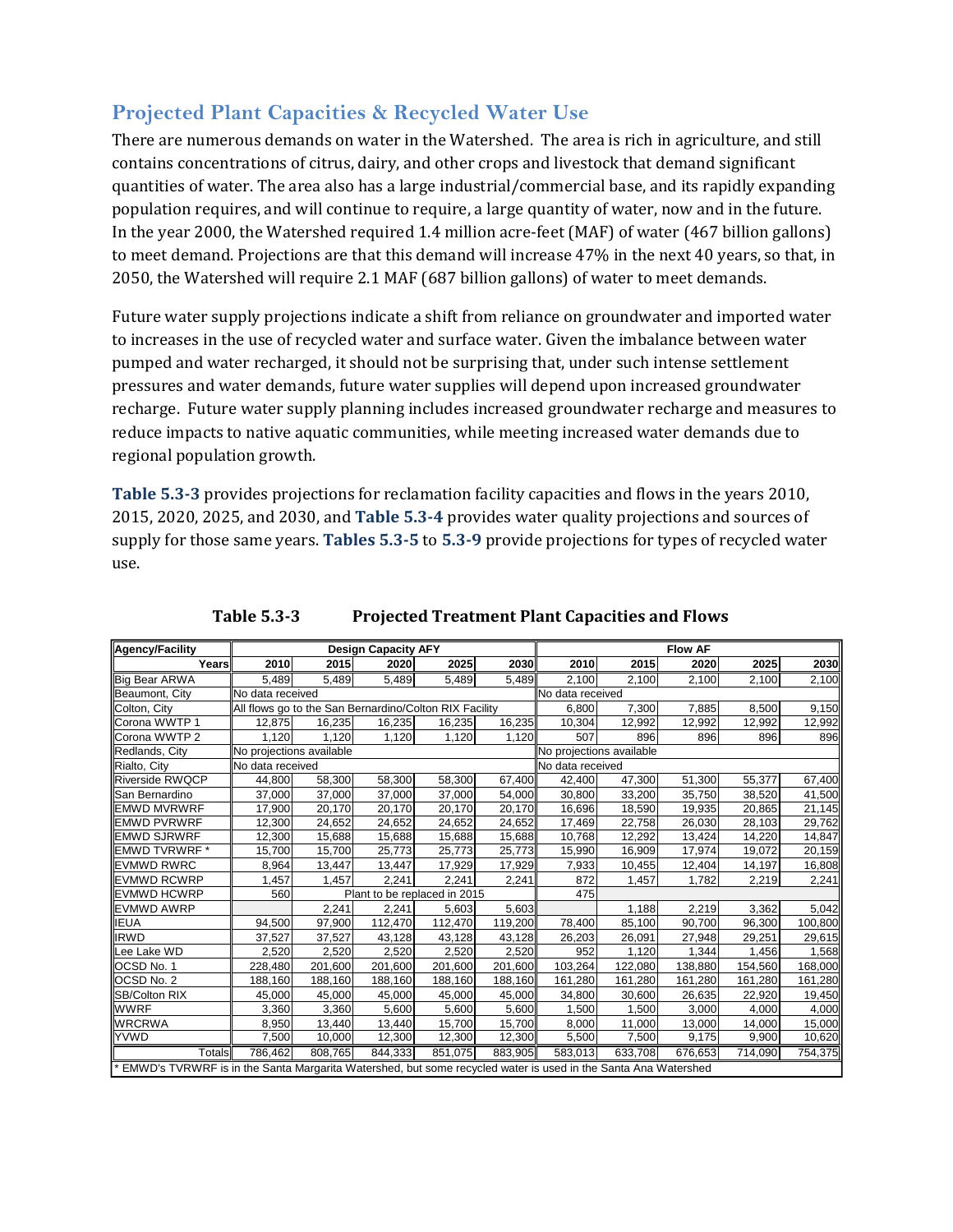## Projected Plant Capacities & Recycled Water Use

There are numerous demands on water in the Watershed. The area is rich in agriculture, and still contains concentrations of citrus, dairy, and other crops and livestock that demand significant quantities of water. The area also has a large industrial/commercial base, and its rapidly expanding population requires, and will continue to require, a large quantity of water, now and in the future. In the year 2000, the Watershed required 1.4 million acre-feet (MAF) of water (467 billion gallons) to meet demand. Projections are that this demand will increase 47% in the next 40 years, so that, in 2050, the Watershed will require 2.1 MAF (687 billion gallons) of water to meet demands.

Future water supply projections indicate a shift from reliance on groundwater and imported water to increases in the use of recycled water and surface water. Given the imbalance between water pumped and water recharged, it should not be surprising that, under such intense settlement pressures and water demands, future water supplies will depend upon increased groundwater recharge. Future water supply planning includes increased groundwater recharge and measures to reduce impacts to native aquatic communities, while meeting increased water demands due to regional population growth.

**Table 5.3-3** provides projections for reclamation facility capacities and flows in the years 2010, 2015, 2020, 2025, and 2030, and **Table 5.3-4** provides water quality projections and sources of supply for those same years. **Tables 5.3-5** to **5.3-9** provide projections for types of recycled water use.

**Table 5.3-3 Projected Treatment Plant Capacities and Flows**

| Agency/Facility | Design Capacity AFY | | | | | Flow AF | | | | |
|---|---|---|---|---|---|---|---|---|---|---|
| Years | 2010 | 2015 | 2020 | 2025 | 2030 | 2010 | 2015 | 2020 | 2025 | 2030 |
| Big Bear ARWA | 5,489 | 5,489 | 5,489 | 5,489 | 5,489 | 2,100 | 2,100 | 2,100 | 2,100 | 2,100 |
| Beaumont, City | No data received | | | | | No data received | | | | |
| Colton, City | All flows go to the San Bernardino/Colton RIX Facility | | | | | 6,800 | 7,300 | 7,885 | 8,500 | 9,150 |
| Corona WWTP 1 | 12,875 | 16,235 | 16,235 | 16,235 | 16,235 | 10,304 | 12,992 | 12,992 | 12,992 | 12,992 |
| Corona WWTP 2 | 1,120 | 1,120 | 1,120 | 1,120 | 1,120 | 507 | 896 | 896 | 896 | 896 |
| Redlands, City | No projections available | | | | | No projections available | | | | |
| Rialto, City | No data received | | | | | No data received | | | | |
| Riverside RWQCP | 44,800 | 58,300 | 58,300 | 58,300 | 67,400 | 42,400 | 47,300 | 51,300 | 55,377 | 67,400 |
| San Bernardino | 37,000 | 37,000 | 37,000 | 37,000 | 54,000 | 30,800 | 33,200 | 35,750 | 38,520 | 41,500 |
| EMWD MVRWRF | 17,900 | 20,170 | 20,170 | 20,170 | 20,170 | 16,696 | 18,590 | 19,935 | 20,865 | 21,145 |
| EMWD PVRWRF | 12,300 | 24,652 | 24,652 | 24,652 | 24,652 | 17,469 | 22,758 | 26,030 | 28,103 | 29,762 |
| EMWD SJRWRF | 12,300 | 15,688 | 15,688 | 15,688 | 15,688 | 10,768 | 12,292 | 13,424 | 14,220 | 14,847 |
| EMWD TVRWRF * | 15,700 | 15,700 | 25,773 | 25,773 | 25,773 | 15,990 | 16,909 | 17,974 | 19,072 | 20,159 |
| EVMWD RWRC | 8,964 | 13,447 | 13,447 | 17,929 | 17,929 | 7,933 | 10,455 | 12,404 | 14,197 | 16,808 |
| EVMWD RCWRP | 1,457 | 1,457 | 2,241 | 2,241 | 2,241 | 872 | 1,457 | 1,782 | 2,219 | 2,241 |
| EVMWD HCWRP | 560 | Plant to be replaced in 2015 | | | | 475 | | | | |
| EVMWD AWRP | | 2,241 | 2,241 | 5,603 | 5,603 | | 1,188 | 2,219 | 3,362 | 5,042 |
| IEUA | 94,500 | 97,900 | 112,470 | 112,470 | 119,200 | 78,400 | 85,100 | 90,700 | 96,300 | 100,800 |
| IRWD | 37,527 | 37,527 | 43,128 | 43,128 | 43,128 | 26,203 | 26,091 | 27,948 | 29,251 | 29,615 |
| Lee Lake WD | 2,520 | 2,520 | 2,520 | 2,520 | 2,520 | 952 | 1,120 | 1,344 | 1,456 | 1,568 |
| OCSD No. 1 | 228,480 | 201,600 | 201,600 | 201,600 | 201,600 | 103,264 | 122,080 | 138,880 | 154,560 | 168,000 |
| OCSD No. 2 | 188,160 | 188,160 | 188,160 | 188,160 | 188,160 | 161,280 | 161,280 | 161,280 | 161,280 | 161,280 |
| SB/Colton RIX | 45,000 | 45,000 | 45,000 | 45,000 | 45,000 | 34,800 | 30,600 | 26,635 | 22,920 | 19,450 |
| WWRF | 3,360 | 3,360 | 5,600 | 5,600 | 5,600 | 1,500 | 1,500 | 3,000 | 4,000 | 4,000 |
| WRCRWA | 8,950 | 13,440 | 13,440 | 15,700 | 15,700 | 8,000 | 11,000 | 13,000 | 14,000 | 15,000 |
| YVWD | 7,500 | 10,000 | 12,300 | 12,300 | 12,300 | 5,500 | 7,500 | 9,175 | 9,900 | 10,620 |
| Totals | 786,462 | 808,765 | 844,333 | 851,075 | 883,905 | 583,013 | 633,708 | 676,653 | 714,090 | 754,375 |

* EMWD's TVRWRF is in the Santa Margarita Watershed, but some recycled water is used in the Santa Ana Watershed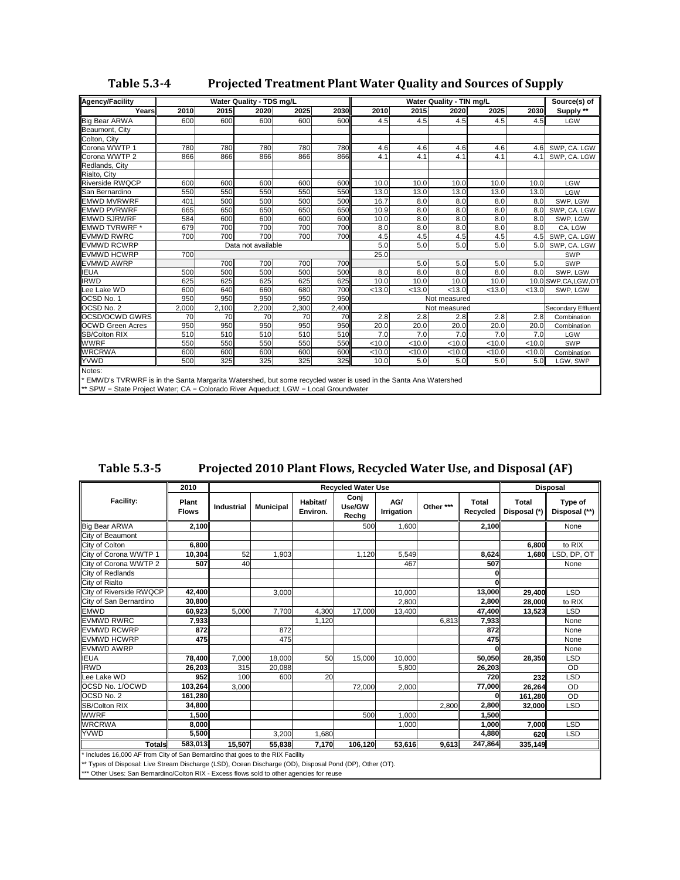## Table 5.3-4 Projected Treatment Plant Water Quality and Sources of Supply

| Agency/Facility | Water Quality - TDS mg/L | | | | | Water Quality - TIN mg/L | | | | | Source(s) of |
|---|---|---|---|---|---|---|---|---|---|---|---|
| Years | 2010 | 2015 | 2020 | 2025 | 2030 | 2010 | 2015 | 2020 | 2025 | 2030 | Supply ** |
| Big Bear ARWA | 600 | 600 | 600 | 600 | 600 | 4.5 | 4.5 | 4.5 | 4.5 | 4.5 | LGW |
| Beaumont, City | | | | | | | | | | | |
| Colton, City | | | | | | | | | | | |
| Corona WWTP 1 | 780 | 780 | 780 | 780 | 780 | 4.6 | 4.6 | 4.6 | 4.6 | 4.6 | SWP, CA. LGW |
| Corona WWTP 2 | 866 | 866 | 866 | 866 | 866 | 4.1 | 4.1 | 4.1 | 4.1 | 4.1 | SWP, CA. LGW |
| Redlands, City | | | | | | | | | | | |
| Rialto, City | | | | | | | | | | | |
| Riverside RWQCP | 600 | 600 | 600 | 600 | 600 | 10.0 | 10.0 | 10.0 | 10.0 | 10.0 | LGW |
| San Bernardino | 550 | 550 | 550 | 550 | 550 | 13.0 | 13.0 | 13.0 | 13.0 | 13.0 | LGW |
| EMWD MVRWRF | 401 | 500 | 500 | 500 | 500 | 16.7 | 8.0 | 8.0 | 8.0 | 8.0 | SWP, LGW |
| EMWD PVRWRF | 665 | 650 | 650 | 650 | 650 | 10.9 | 8.0 | 8.0 | 8.0 | 8.0 | SWP, CA. LGW |
| EMWD SJRWRF | 584 | 600 | 600 | 600 | 600 | 10.0 | 8.0 | 8.0 | 8.0 | 8.0 | SWP, LGW |
| EMWD TVRWRF * | 679 | 700 | 700 | 700 | 700 | 8.0 | 8.0 | 8.0 | 8.0 | 8.0 | CA, LGW |
| EVMWD RWRC | 700 | 700 | 700 | 700 | 700 | 4.5 | 4.5 | 4.5 | 4.5 | 4.5 | SWP, CA. LGW |
| EVMWD RCWRP | Data not available | | | | | 5.0 | 5.0 | 5.0 | 5.0 | 5.0 | SWP, CA. LGW |
| EVMWD HCWRP | 700 | | | | | 25.0 | | | | | SWP |
| EVMWD AWRP | | 700 | 700 | 700 | 700 | | 5.0 | 5.0 | 5.0 | 5.0 | SWP |
| IEUA | 500 | 500 | 500 | 500 | 500 | 8.0 | 8.0 | 8.0 | 8.0 | 8.0 | SWP, LGW |
| IRWD | 625 | 625 | 625 | 625 | 625 | 10.0 | 10.0 | 10.0 | 10.0 | 10.0 | SWP,CA,LGW,OT |
| Lee Lake WD | 600 | 640 | 660 | 680 | 700 | <13.0 | <13.0 | <13.0 | <13.0 | <13.0 | SWP, LGW |
| OCSD No. 1 | 950 | 950 | 950 | 950 | 950 | Not measured | | | | | |
| OCSD No. 2 | 2,000 | 2,100 | 2,200 | 2,300 | 2,400 | Not measured | | | | | Secondary Effluent |
| OCSD/OCWD GWRS | 70 | 70 | 70 | 70 | 70 | 2.8 | 2.8 | 2.8 | 2.8 | 2.8 | Combination |
| OCWD Green Acres | 950 | 950 | 950 | 950 | 950 | 20.0 | 20.0 | 20.0 | 20.0 | 20.0 | Combination |
| SB/Colton RIX | 510 | 510 | 510 | 510 | 510 | 7.0 | 7.0 | 7.0 | 7.0 | 7.0 | LGW |
| WWRF | 550 | 550 | 550 | 550 | 550 | <10.0 | <10.0 | <10.0 | <10.0 | <10.0 | SWP |
| WRCRWA | 600 | 600 | 600 | 600 | 600 | <10.0 | <10.0 | <10.0 | <10.0 | <10.0 | Combination |
| YVWD | 500 | 325 | 325 | 325 | 325 | 10.0 | 5.0 | 5.0 | 5.0 | 5.0 | LGW, SWP |

Notes:
* EMWD's TVRWRF is in the Santa Margarita Watershed, but some recycled water is used in the Santa Ana Watershed
** SPW = State Project Water; CA = Colorado River Aqueduct; LGW = Local Groundwater

## Table 5.3-5 Projected 2010 Plant Flows, Recycled Water Use, and Disposal (AF)

| Facility: | 2010 | Recycled Water Use | | | | | | | Disposal | |
|---|---|---|---|---|---|---|---|---|---|---|
| | Plant Flows | Industrial | Municipal | Habitat/ Environ. | Conj Use/GW Rechg | AG/ Irrigation | Other *** | Total Recycled | Total Disposal (*) | Type of Disposal (**) |
| Big Bear ARWA | **2,100** | | | | 500 | 1,600 | | **2,100** | | None |
| City of Beaumont | | | | | | | | | | |
| City of Colton | **6,800** | | | | | | | | **6,800** | to RIX |
| City of Corona WWTP 1 | **10,304** | 52 | 1,903 | | 1,120 | 5,549 | | **8,624** | **1,680** | LSD, DP, OT |
| City of Corona WWTP 2 | **507** | 40 | | | | 467 | | **507** | | None |
| City of Redlands | | | | | | | | **0** | | |
| City of Rialto | | | | | | | | **0** | | |
| City of Riverside RWQCP | **42,400** | | 3,000 | | | 10,000 | | **13,000** | **29,400** | LSD |
| City of San Bernardino | **30,800** | | | | | 2,800 | | **2,800** | **28,000** | to RIX |
| EMWD | **60,923** | 5,000 | 7,700 | 4,300 | 17,000 | 13,400 | | **47,400** | **13,523** | LSD |
| EVMWD RWRC | **7,933** | | | 1,120 | | | 6,813 | **7,933** | | None |
| EVMWD RCWRP | **872** | | 872 | | | | | **872** | | None |
| EVMWD HCWRP | **475** | | 475 | | | | | **475** | | None |
| EVMWD AWRP | | | | | | | | **0** | | None |
| IEUA | **78,400** | 7,000 | 18,000 | 50 | 15,000 | 10,000 | | **50,050** | **28,350** | LSD |
| IRWD | **26,203** | 315 | 20,088 | | | 5,800 | | **26,203** | | OD |
| Lee Lake WD | **952** | 100 | 600 | 20 | | | | **720** | **232** | LSD |
| OCSD No. 1/OCWD | **103,264** | 3,000 | | | 72,000 | 2,000 | | **77,000** | **26,264** | OD |
| OCSD No. 2 | **161,280** | | | | | | | **0** | **161,280** | OD |
| SB/Colton RIX | **34,800** | | | | | | 2,800 | **2,800** | **32,000** | LSD |
| WWRF | **1,500** | | | | 500 | 1,000 | | **1,500** | | |
| WRCRWA | **8,000** | | | | | 1,000 | | **1,000** | **7,000** | LSD |
| YVWD | **5,500** | | 3,200 | 1,680 | | | | **4,880** | **620** | LSD |
| **Totals** | **583,013** | **15,507** | **55,838** | **7,170** | **106,120** | **53,616** | **9,613** | **247,864** | **335,149** | |

* Includes 16,000 AF from City of San Bernardino that goes to the RIX Facility
** Types of Disposal: Live Stream Discharge (LSD), Ocean Discharge (OD), Disposal Pond (DP), Other (OT).
*** Other Uses: San Bernardino/Colton RIX - Excess flows sold to other agencies for reuse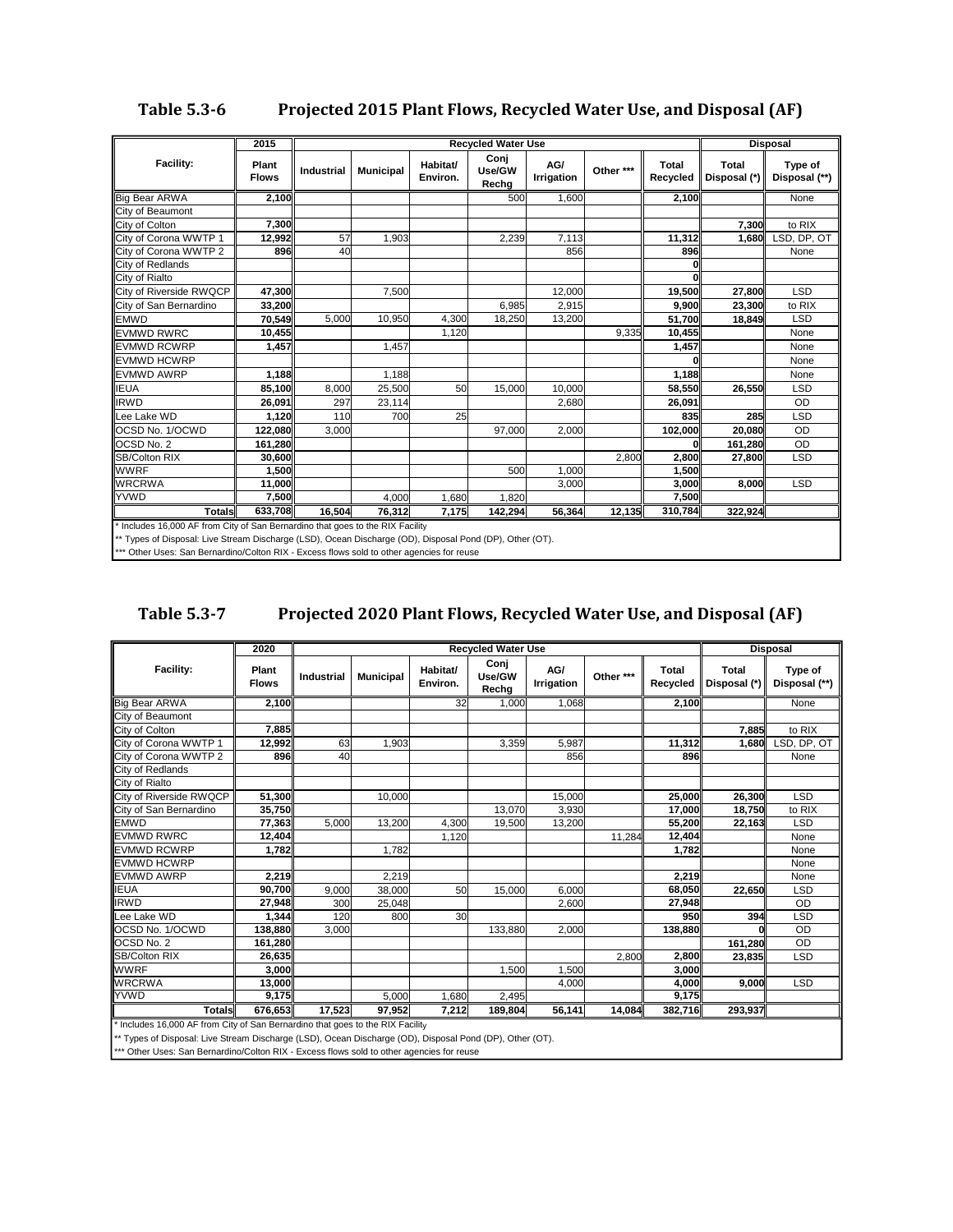## Table 5.3-6 Projected 2015 Plant Flows, Recycled Water Use, and Disposal (AF)

| Facility: | 2015 | Recycled Water Use | | | | | | | Disposal | |
|---|---|---|---|---|---|---|---|---|---|---|
| | Plant Flows | Industrial | Municipal | Habitat/ Environ. | Conj Use/GW Rechg | AG/ Irrigation | Other *** | Total Recycled | Total Disposal (*) | Type of Disposal (**) |
| Big Bear ARWA | 2,100 | | | | 500 | 1,600 | | 2,100 | | None |
| City of Beaumont | | | | | | | | | | |
| City of Colton | 7,300 | | | | | | | | 7,300 | to RIX |
| City of Corona WWTP 1 | 12,992 | 57 | 1,903 | | 2,239 | 7,113 | | 11,312 | 1,680 | LSD, DP, OT |
| City of Corona WWTP 2 | 896 | 40 | | | | 856 | | 896 | | None |
| City of Redlands | | | | | | | | 0 | | |
| City of Rialto | | | | | | | | 0 | | |
| City of Riverside RWQCP | 47,300 | | 7,500 | | | 12,000 | | 19,500 | 27,800 | LSD |
| City of San Bernardino | 33,200 | | | | 6,985 | 2,915 | | 9,900 | 23,300 | to RIX |
| EMWD | 70,549 | 5,000 | 10,950 | 4,300 | 18,250 | 13,200 | | 51,700 | 18,849 | LSD |
| EVMWD RWRC | 10,455 | | | 1,120 | | | 9,335 | 10,455 | | None |
| EVMWD RCWRP | 1,457 | | 1,457 | | | | | 1,457 | | None |
| EVMWD HCWRP | | | | | | | | 0 | | None |
| EVMWD AWRP | 1,188 | | 1,188 | | | | | 1,188 | | None |
| IEUA | 85,100 | 8,000 | 25,500 | 50 | 15,000 | 10,000 | | 58,550 | 26,550 | LSD |
| IRWD | 26,091 | 297 | 23,114 | | | 2,680 | | 26,091 | | OD |
| Lee Lake WD | 1,120 | 110 | 700 | 25 | | | | 835 | 285 | LSD |
| OCSD No. 1/OCWD | 122,080 | 3,000 | | | 97,000 | 2,000 | | 102,000 | 20,080 | OD |
| OCSD No. 2 | 161,280 | | | | | | | 0 | 161,280 | OD |
| SB/Colton RIX | 30,600 | | | | | | 2,800 | 2,800 | 27,800 | LSD |
| WWRF | 1,500 | | | | 500 | 1,000 | | 1,500 | | |
| WRCRWA | 11,000 | | | | | 3,000 | | 3,000 | 8,000 | LSD |
| YVWD | 7,500 | | 4,000 | 1,680 | 1,820 | | | 7,500 | | |
| **Totals** | 633,708 | 16,504 | 76,312 | 7,175 | 142,294 | 56,364 | 12,135 | 310,784 | 322,924 | |

\* Includes 16,000 AF from City of San Bernardino that goes to the RIX Facility

** Types of Disposal: Live Stream Discharge (LSD), Ocean Discharge (OD), Disposal Pond (DP), Other (OT).

*** Other Uses: San Bernardino/Colton RIX - Excess flows sold to other agencies for reuse

## Table 5.3-7 Projected 2020 Plant Flows, Recycled Water Use, and Disposal (AF)

| Facility: | 2020 | Recycled Water Use | | | | | | | Disposal | |
|---|---|---|---|---|---|---|---|---|---|---|
| | Plant Flows | Industrial | Municipal | Habitat/ Environ. | Conj Use/GW Rechg | AG/ Irrigation | Other *** | Total Recycled | Total Disposal (*) | Type of Disposal (**) |
| Big Bear ARWA | 2,100 | | | 32 | 1,000 | 1,068 | | 2,100 | | None |
| City of Beaumont | | | | | | | | | | |
| City of Colton | 7,885 | | | | | | | | 7,885 | to RIX |
| City of Corona WWTP 1 | 12,992 | 63 | 1,903 | | 3,359 | 5,987 | | 11,312 | 1,680 | LSD, DP, OT |
| City of Corona WWTP 2 | 896 | 40 | | | | 856 | | 896 | | None |
| City of Redlands | | | | | | | | | | |
| City of Rialto | | | | | | | | | | |
| City of Riverside RWQCP | 51,300 | | 10,000 | | | 15,000 | | 25,000 | 26,300 | LSD |
| City of San Bernardino | 35,750 | | | | 13,070 | 3,930 | | 17,000 | 18,750 | to RIX |
| EMWD | 77,363 | 5,000 | 13,200 | 4,300 | 19,500 | 13,200 | | 55,200 | 22,163 | LSD |
| EVMWD RWRC | 12,404 | | | 1,120 | | | 11,284 | 12,404 | | None |
| EVMWD RCWRP | 1,782 | | 1,782 | | | | | 1,782 | | None |
| EVMWD HCWRP | | | | | | | | | | None |
| EVMWD AWRP | 2,219 | | 2,219 | | | | | 2,219 | | None |
| IEUA | 90,700 | 9,000 | 38,000 | 50 | 15,000 | 6,000 | | 68,050 | 22,650 | LSD |
| IRWD | 27,948 | 300 | 25,048 | | | 2,600 | | 27,948 | | OD |
| Lee Lake WD | 1,344 | 120 | 800 | 30 | | | | 950 | 394 | LSD |
| OCSD No. 1/OCWD | 138,880 | 3,000 | | | 133,880 | 2,000 | | 138,880 | 0 | OD |
| OCSD No. 2 | 161,280 | | | | | | | | 161,280 | OD |
| SB/Colton RIX | 26,635 | | | | | | 2,800 | 2,800 | 23,835 | LSD |
| WWRF | 3,000 | | | | 1,500 | 1,500 | | 3,000 | | |
| WRCRWA | 13,000 | | | | | 4,000 | | 4,000 | 9,000 | LSD |
| YVWD | 9,175 | | 5,000 | 1,680 | 2,495 | | | 9,175 | | |
| **Totals** | 676,653 | 17,523 | 97,952 | 7,212 | 189,804 | 56,141 | 14,084 | 382,716 | 293,937 | |

\* Includes 16,000 AF from City of San Bernardino that goes to the RIX Facility

** Types of Disposal: Live Stream Discharge (LSD), Ocean Discharge (OD), Disposal Pond (DP), Other (OT).

*** Other Uses: San Bernardino/Colton RIX - Excess flows sold to other agencies for reuse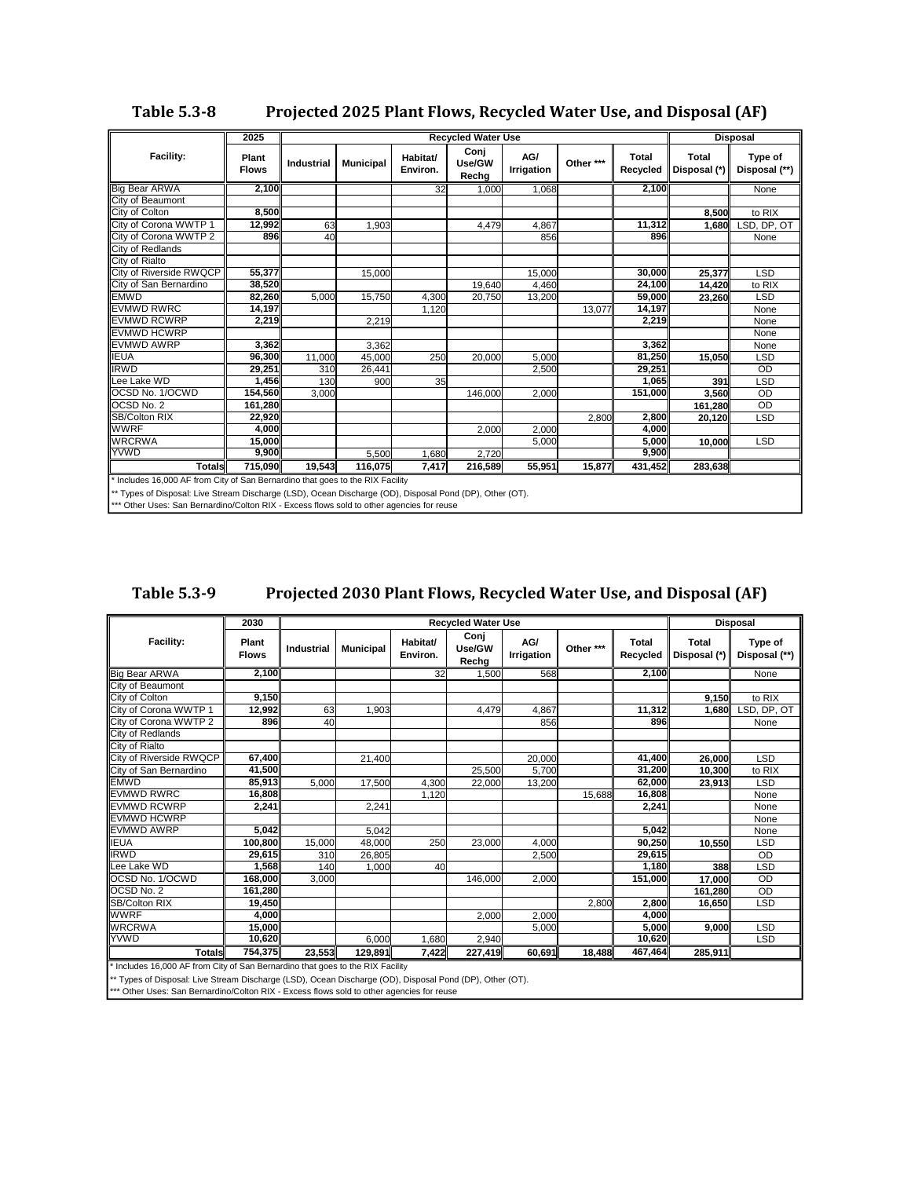**Table 5.3-8 Projected 2025 Plant Flows, Recycled Water Use, and Disposal (AF)**

| Facility: | 2025 | Recycled Water Use | | | | | | | Disposal | |
|---|---|---|---|---|---|---|---|---|---|---|
| | Plant Flows | Industrial | Municipal | Habitat/ Environ. | Conj Use/GW Rechg | AG/ Irrigation | Other *** | Total Recycled | Total Disposal (*) | Type of Disposal (**) |
| Big Bear ARWA | 2,100 | | | 32 | 1,000 | 1,068 | | 2,100 | | None |
| City of Beaumont | | | | | | | | | | |
| City of Colton | 8,500 | | | | | | | | 8,500 | to RIX |
| City of Corona WWTP 1 | 12,992 | 63 | 1,903 | | 4,479 | 4,867 | | 11,312 | 1,680 | LSD, DP, OT |
| City of Corona WWTP 2 | 896 | 40 | | | | 856 | | 896 | | None |
| City of Redlands | | | | | | | | | | |
| City of Rialto | | | | | | | | | | |
| City of Riverside RWQCP | 55,377 | | 15,000 | | | 15,000 | | 30,000 | 25,377 | LSD |
| City of San Bernardino | 38,520 | | | | 19,640 | 4,460 | | 24,100 | 14,420 | to RIX |
| EMWD | 82,260 | 5,000 | 15,750 | 4,300 | 20,750 | 13,200 | | 59,000 | 23,260 | LSD |
| EVMWD RWRC | 14,197 | | | 1,120 | | | 13,077 | 14,197 | | None |
| EVMWD RCWRP | 2,219 | | 2,219 | | | | | 2,219 | | None |
| EVMWD HCWRP | | | | | | | | | | None |
| EVMWD AWRP | 3,362 | | 3,362 | | | | | 3,362 | | None |
| IEUA | 96,300 | 11,000 | 45,000 | 250 | 20,000 | 5,000 | | 81,250 | 15,050 | LSD |
| IRWD | 29,251 | 310 | 26,441 | | | 2,500 | | 29,251 | | OD |
| Lee Lake WD | 1,456 | 130 | 900 | 35 | | | | 1,065 | 391 | LSD |
| OCSD No. 1/OCWD | 154,560 | 3,000 | | | 146,000 | 2,000 | | 151,000 | 3,560 | OD |
| OCSD No. 2 | 161,280 | | | | | | | | 161,280 | OD |
| SB/Colton RIX | 22,920 | | | | | | 2,800 | 2,800 | 20,120 | LSD |
| WWRF | 4,000 | | | | 2,000 | 2,000 | | 4,000 | | |
| WRCRWA | 15,000 | | | | | 5,000 | | 5,000 | 10,000 | LSD |
| YVWD | 9,900 | | 5,500 | 1,680 | 2,720 | | | 9,900 | | |
| **Totals** | **715,090** | **19,543** | **116,075** | **7,417** | **216,589** | **55,951** | **15,877** | **431,452** | **283,638** | |

\* Includes 16,000 AF from City of San Bernardino that goes to the RIX Facility

** Types of Disposal: Live Stream Discharge (LSD), Ocean Discharge (OD), Disposal Pond (DP), Other (OT).

*** Other Uses: San Bernardino/Colton RIX - Excess flows sold to other agencies for reuse

**Table 5.3-9 Projected 2030 Plant Flows, Recycled Water Use, and Disposal (AF)**

| Facility: | 2030 | Recycled Water Use | | | | | | | Disposal | |
|---|---|---|---|---|---|---|---|---|---|---|
| | Plant Flows | Industrial | Municipal | Habitat/ Environ. | Conj Use/GW Rechg | AG/ Irrigation | Other *** | Total Recycled | Total Disposal (*) | Type of Disposal (**) |
| Big Bear ARWA | 2,100 | | | 32 | 1,500 | 568 | | 2,100 | | None |
| City of Beaumont | | | | | | | | | | |
| City of Colton | 9,150 | | | | | | | | 9,150 | to RIX |
| City of Corona WWTP 1 | 12,992 | 63 | 1,903 | | 4,479 | 4,867 | | 11,312 | 1,680 | LSD, DP, OT |
| City of Corona WWTP 2 | 896 | 40 | | | | 856 | | 896 | | None |
| City of Redlands | | | | | | | | | | |
| City of Rialto | | | | | | | | | | |
| City of Riverside RWQCP | 67,400 | | 21,400 | | | 20,000 | | 41,400 | 26,000 | LSD |
| City of San Bernardino | 41,500 | | | | 25,500 | 5,700 | | 31,200 | 10,300 | to RIX |
| EMWD | 85,913 | 5,000 | 17,500 | 4,300 | 22,000 | 13,200 | | 62,000 | 23,913 | LSD |
| EVMWD RWRC | 16,808 | | | 1,120 | | | 15,688 | 16,808 | | None |
| EVMWD RCWRP | 2,241 | | 2,241 | | | | | 2,241 | | None |
| EVMWD HCWRP | | | | | | | | | | None |
| EVMWD AWRP | 5,042 | | 5,042 | | | | | 5,042 | | None |
| IEUA | 100,800 | 15,000 | 48,000 | 250 | 23,000 | 4,000 | | 90,250 | 10,550 | LSD |
| IRWD | 29,615 | 310 | 26,805 | | | 2,500 | | 29,615 | | OD |
| Lee Lake WD | 1,568 | 140 | 1,000 | 40 | | | | 1,180 | 388 | LSD |
| OCSD No. 1/OCWD | 168,000 | 3,000 | | | 146,000 | 2,000 | | 151,000 | 17,000 | OD |
| OCSD No. 2 | 161,280 | | | | | | | | 161,280 | OD |
| SB/Colton RIX | 19,450 | | | | | | 2,800 | 2,800 | 16,650 | LSD |
| WWRF | 4,000 | | | | 2,000 | 2,000 | | 4,000 | | |
| WRCRWA | 15,000 | | | | | 5,000 | | 5,000 | 9,000 | LSD |
| YVWD | 10,620 | | 6,000 | 1,680 | 2,940 | | | 10,620 | | LSD |
| **Totals** | **754,375** | **23,553** | **129,891** | **7,422** | **227,419** | **60,691** | **18,488** | **467,464** | **285,911** | |

\* Includes 16,000 AF from City of San Bernardino that goes to the RIX Facility

** Types of Disposal: Live Stream Discharge (LSD), Ocean Discharge (OD), Disposal Pond (DP), Other (OT).

*** Other Uses: San Bernardino/Colton RIX - Excess flows sold to other agencies for reuse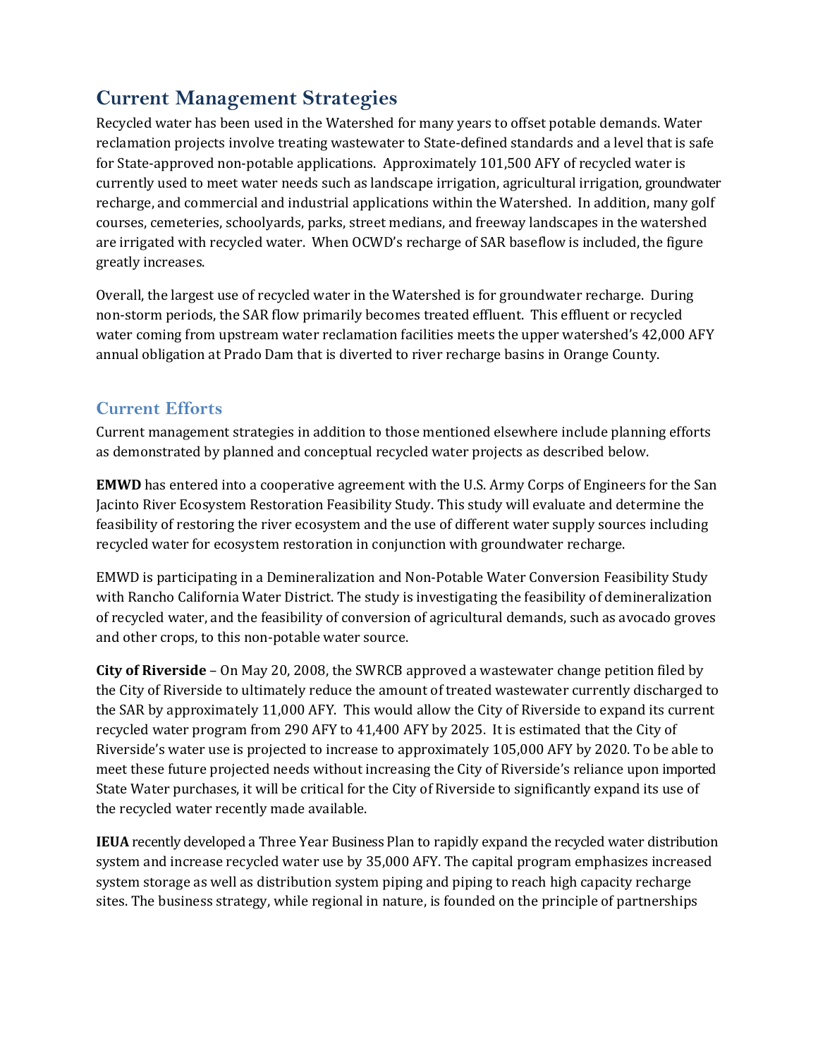## Current Management Strategies

Recycled water has been used in the Watershed for many years to offset potable demands. Water reclamation projects involve treating wastewater to State-defined standards and a level that is safe for State-approved non-potable applications. Approximately 101,500 AFY of recycled water is currently used to meet water needs such as landscape irrigation, agricultural irrigation, groundwater recharge, and commercial and industrial applications within the Watershed. In addition, many golf courses, cemeteries, schoolyards, parks, street medians, and freeway landscapes in the watershed are irrigated with recycled water. When OCWD's recharge of SAR baseflow is included, the figure greatly increases.

Overall, the largest use of recycled water in the Watershed is for groundwater recharge. During non-storm periods, the SAR flow primarily becomes treated effluent. This effluent or recycled water coming from upstream water reclamation facilities meets the upper watershed's 42,000 AFY annual obligation at Prado Dam that is diverted to river recharge basins in Orange County.

### Current Efforts

Current management strategies in addition to those mentioned elsewhere include planning efforts as demonstrated by planned and conceptual recycled water projects as described below.

**EMWD** has entered into a cooperative agreement with the U.S. Army Corps of Engineers for the San Jacinto River Ecosystem Restoration Feasibility Study. This study will evaluate and determine the feasibility of restoring the river ecosystem and the use of different water supply sources including recycled water for ecosystem restoration in conjunction with groundwater recharge.

EMWD is participating in a Demineralization and Non-Potable Water Conversion Feasibility Study with Rancho California Water District. The study is investigating the feasibility of demineralization of recycled water, and the feasibility of conversion of agricultural demands, such as avocado groves and other crops, to this non-potable water source.

**City of Riverside** – On May 20, 2008, the SWRCB approved a wastewater change petition filed by the City of Riverside to ultimately reduce the amount of treated wastewater currently discharged to the SAR by approximately 11,000 AFY. This would allow the City of Riverside to expand its current recycled water program from 290 AFY to 41,400 AFY by 2025. It is estimated that the City of Riverside's water use is projected to increase to approximately 105,000 AFY by 2020. To be able to meet these future projected needs without increasing the City of Riverside's reliance upon imported State Water purchases, it will be critical for the City of Riverside to significantly expand its use of the recycled water recently made available.

**IEUA** recently developed a Three Year Business Plan to rapidly expand the recycled water distribution system and increase recycled water use by 35,000 AFY. The capital program emphasizes increased system storage as well as distribution system piping and piping to reach high capacity recharge sites. The business strategy, while regional in nature, is founded on the principle of partnerships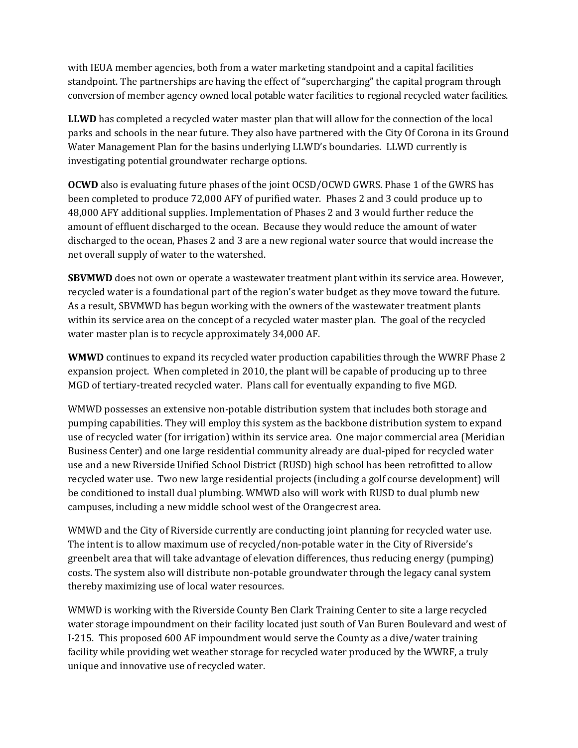with IEUA member agencies, both from a water marketing standpoint and a capital facilities standpoint. The partnerships are having the effect of "supercharging" the capital program through conversion of member agency owned local potable water facilities to regional recycled water facilities.

**LLWD** has completed a recycled water master plan that will allow for the connection of the local parks and schools in the near future. They also have partnered with the City Of Corona in its Ground Water Management Plan for the basins underlying LLWD's boundaries. LLWD currently is investigating potential groundwater recharge options.

**OCWD** also is evaluating future phases of the joint OCSD/OCWD GWRS. Phase 1 of the GWRS has been completed to produce 72,000 AFY of purified water. Phases 2 and 3 could produce up to 48,000 AFY additional supplies. Implementation of Phases 2 and 3 would further reduce the amount of effluent discharged to the ocean. Because they would reduce the amount of water discharged to the ocean, Phases 2 and 3 are a new regional water source that would increase the net overall supply of water to the watershed.

**SBVMWD** does not own or operate a wastewater treatment plant within its service area. However, recycled water is a foundational part of the region's water budget as they move toward the future. As a result, SBVMWD has begun working with the owners of the wastewater treatment plants within its service area on the concept of a recycled water master plan. The goal of the recycled water master plan is to recycle approximately 34,000 AF.

**WMWD** continues to expand its recycled water production capabilities through the WWRF Phase 2 expansion project. When completed in 2010, the plant will be capable of producing up to three MGD of tertiary-treated recycled water. Plans call for eventually expanding to five MGD.

WMWD possesses an extensive non-potable distribution system that includes both storage and pumping capabilities. They will employ this system as the backbone distribution system to expand use of recycled water (for irrigation) within its service area. One major commercial area (Meridian Business Center) and one large residential community already are dual-piped for recycled water use and a new Riverside Unified School District (RUSD) high school has been retrofitted to allow recycled water use. Two new large residential projects (including a golf course development) will be conditioned to install dual plumbing. WMWD also will work with RUSD to dual plumb new campuses, including a new middle school west of the Orangecrest area.

WMWD and the City of Riverside currently are conducting joint planning for recycled water use. The intent is to allow maximum use of recycled/non-potable water in the City of Riverside's greenbelt area that will take advantage of elevation differences, thus reducing energy (pumping) costs. The system also will distribute non-potable groundwater through the legacy canal system thereby maximizing use of local water resources.

WMWD is working with the Riverside County Ben Clark Training Center to site a large recycled water storage impoundment on their facility located just south of Van Buren Boulevard and west of I-215. This proposed 600 AF impoundment would serve the County as a dive/water training facility while providing wet weather storage for recycled water produced by the WWRF, a truly unique and innovative use of recycled water.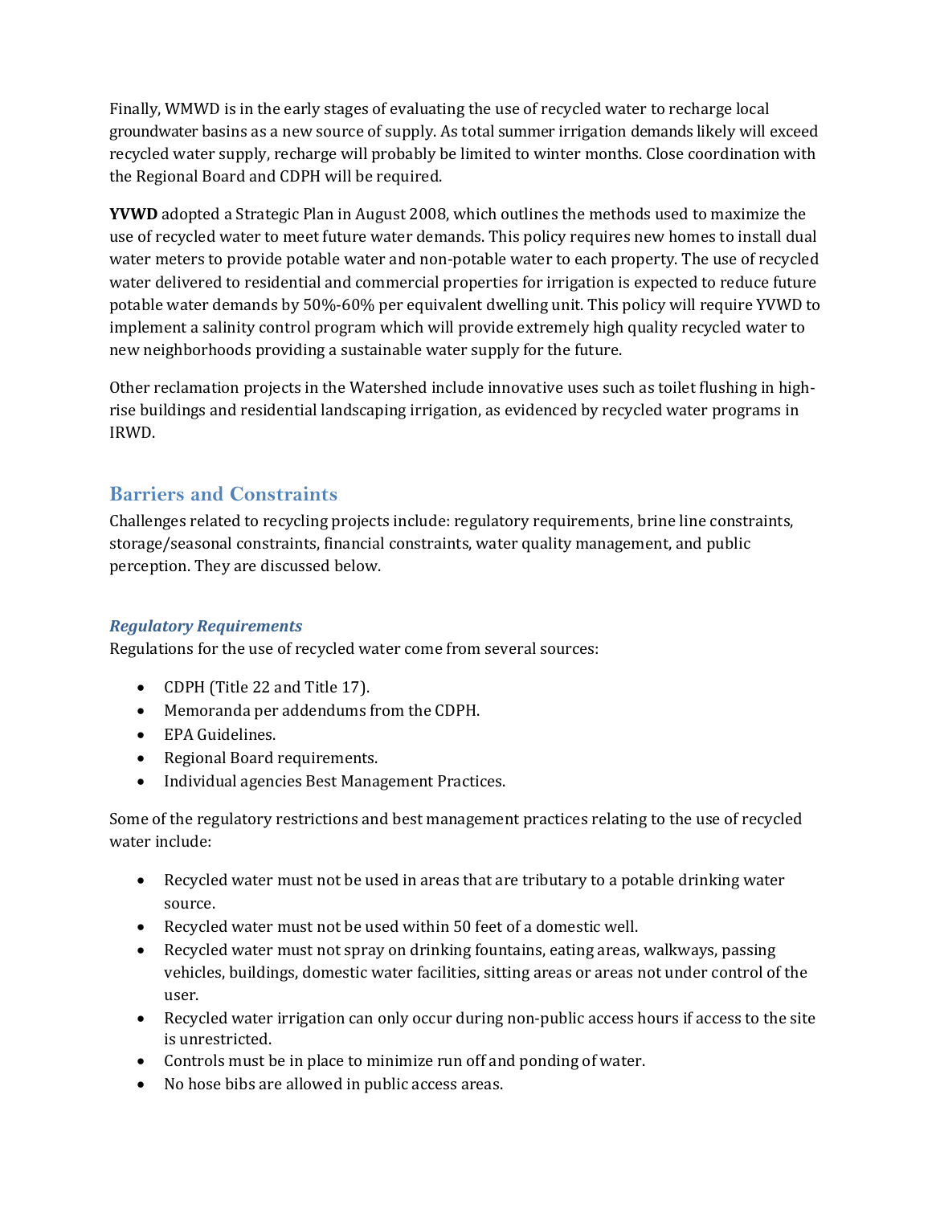Finally, WMWD is in the early stages of evaluating the use of recycled water to recharge local groundwater basins as a new source of supply. As total summer irrigation demands likely will exceed recycled water supply, recharge will probably be limited to winter months. Close coordination with the Regional Board and CDPH will be required.

**YVWD** adopted a Strategic Plan in August 2008, which outlines the methods used to maximize the use of recycled water to meet future water demands. This policy requires new homes to install dual water meters to provide potable water and non-potable water to each property. The use of recycled water delivered to residential and commercial properties for irrigation is expected to reduce future potable water demands by 50%-60% per equivalent dwelling unit. This policy will require YVWD to implement a salinity control program which will provide extremely high quality recycled water to new neighborhoods providing a sustainable water supply for the future.

Other reclamation projects in the Watershed include innovative uses such as toilet flushing in high-rise buildings and residential landscaping irrigation, as evidenced by recycled water programs in IRWD.

## Barriers and Constraints

Challenges related to recycling projects include: regulatory requirements, brine line constraints, storage/seasonal constraints, financial constraints, water quality management, and public perception. They are discussed below.

### *Regulatory Requirements*

Regulations for the use of recycled water come from several sources:

- CDPH (Title 22 and Title 17).
- Memoranda per addendums from the CDPH.
- EPA Guidelines.
- Regional Board requirements.
- Individual agencies Best Management Practices.

Some of the regulatory restrictions and best management practices relating to the use of recycled water include:

- Recycled water must not be used in areas that are tributary to a potable drinking water source.
- Recycled water must not be used within 50 feet of a domestic well.
- Recycled water must not spray on drinking fountains, eating areas, walkways, passing vehicles, buildings, domestic water facilities, sitting areas or areas not under control of the user.
- Recycled water irrigation can only occur during non-public access hours if access to the site is unrestricted.
- Controls must be in place to minimize run off and ponding of water.
- No hose bibs are allowed in public access areas.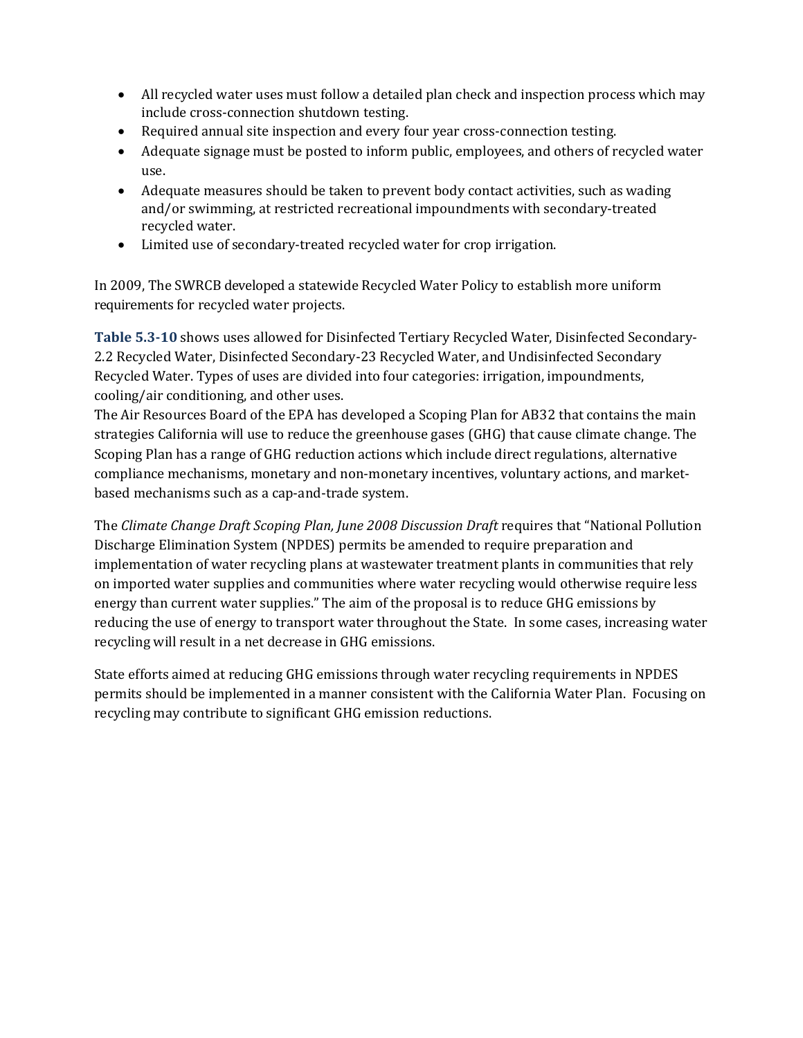- All recycled water uses must follow a detailed plan check and inspection process which may include cross-connection shutdown testing.
- Required annual site inspection and every four year cross-connection testing.
- Adequate signage must be posted to inform public, employees, and others of recycled water use.
- Adequate measures should be taken to prevent body contact activities, such as wading and/or swimming, at restricted recreational impoundments with secondary-treated recycled water.
- Limited use of secondary-treated recycled water for crop irrigation.

In 2009, The SWRCB developed a statewide Recycled Water Policy to establish more uniform requirements for recycled water projects.

**Table 5.3-10** shows uses allowed for Disinfected Tertiary Recycled Water, Disinfected Secondary-2.2 Recycled Water, Disinfected Secondary-23 Recycled Water, and Undisinfected Secondary Recycled Water. Types of uses are divided into four categories: irrigation, impoundments, cooling/air conditioning, and other uses.

The Air Resources Board of the EPA has developed a Scoping Plan for AB32 that contains the main strategies California will use to reduce the greenhouse gases (GHG) that cause climate change. The Scoping Plan has a range of GHG reduction actions which include direct regulations, alternative compliance mechanisms, monetary and non-monetary incentives, voluntary actions, and market-based mechanisms such as a cap-and-trade system.

The *Climate Change Draft Scoping Plan, June 2008 Discussion Draft* requires that "National Pollution Discharge Elimination System (NPDES) permits be amended to require preparation and implementation of water recycling plans at wastewater treatment plants in communities that rely on imported water supplies and communities where water recycling would otherwise require less energy than current water supplies." The aim of the proposal is to reduce GHG emissions by reducing the use of energy to transport water throughout the State. In some cases, increasing water recycling will result in a net decrease in GHG emissions.

State efforts aimed at reducing GHG emissions through water recycling requirements in NPDES permits should be implemented in a manner consistent with the California Water Plan. Focusing on recycling may contribute to significant GHG emission reductions.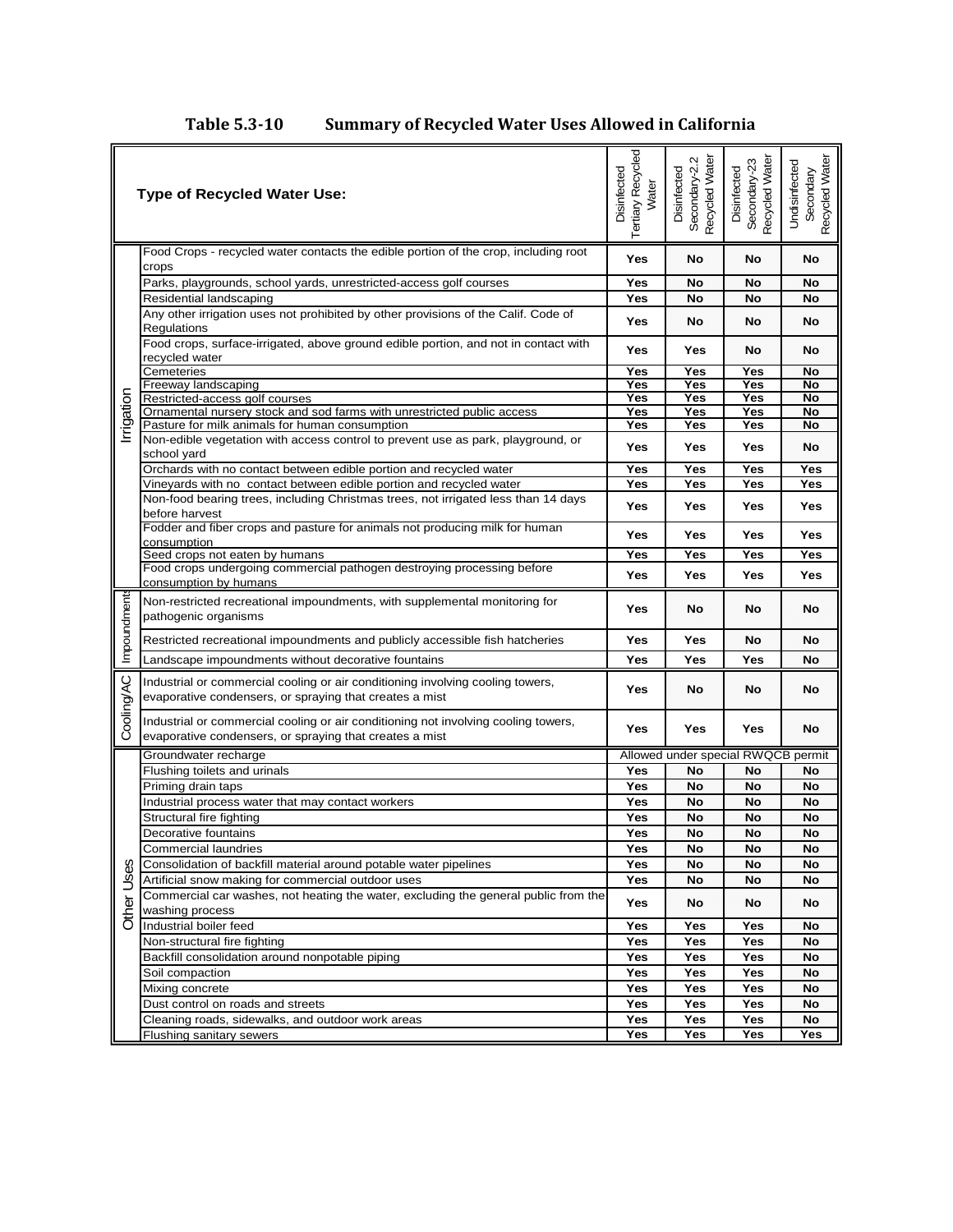**Table 5.3-10 Summary of Recycled Water Uses Allowed in California**

| | Type of Recycled Water Use: | Disinfected Tertiary Recycled Water | Disinfected Secondary-2.2 Recycled Water | Disinfected Secondary-23 Recycled Water | Undisinfected Secondary Recycled Water |
|---|---|---|---|---|---|
| Irrigation | Food Crops - recycled water contacts the edible portion of the crop, including root crops | Yes | No | No | No |
| | Parks, playgrounds, school yards, unrestricted-access golf courses | Yes | No | No | No |
| | Residential landscaping | Yes | No | No | No |
| | Any other irrigation uses not prohibited by other provisions of the Calif. Code of Regulations | Yes | No | No | No |
| | Food crops, surface-irrigated, above ground edible portion, and not in contact with recycled water | Yes | Yes | No | No |
| | Cemeteries | Yes | Yes | Yes | No |
| | Freeway landscaping | Yes | Yes | Yes | No |
| | Restricted-access golf courses | Yes | Yes | Yes | No |
| | Ornamental nursery stock and sod farms with unrestricted public access | Yes | Yes | Yes | No |
| | Pasture for milk animals for human consumption | Yes | Yes | Yes | No |
| | Non-edible vegetation with access control to prevent use as park, playground, or school yard | Yes | Yes | Yes | No |
| | Orchards with no contact between edible portion and recycled water | Yes | Yes | Yes | Yes |
| | Vineyards with no contact between edible portion and recycled water | Yes | Yes | Yes | Yes |
| | Non-food bearing trees, including Christmas trees, not irrigated less than 14 days before harvest | Yes | Yes | Yes | Yes |
| | Fodder and fiber crops and pasture for animals not producing milk for human consumption | Yes | Yes | Yes | Yes |
| | Seed crops not eaten by humans | Yes | Yes | Yes | Yes |
| | Food crops undergoing commercial pathogen destroying processing before consumption by humans | Yes | Yes | Yes | Yes |
| Impoundments | Non-restricted recreational impoundments, with supplemental monitoring for pathogenic organisms | Yes | No | No | No |
| | Restricted recreational impoundments and publicly accessible fish hatcheries | Yes | Yes | No | No |
| | Landscape impoundments without decorative fountains | Yes | Yes | Yes | No |
| Cooling/AC | Industrial or commercial cooling or air conditioning involving cooling towers, evaporative condensers, or spraying that creates a mist | Yes | No | No | No |
| | Industrial or commercial cooling or air conditioning not involving cooling towers, evaporative condensers, or spraying that creates a mist | Yes | Yes | Yes | No |
| Other Uses | Groundwater recharge | Allowed under special RWQCB permit | | | |
| | Flushing toilets and urinals | Yes | No | No | No |
| | Priming drain taps | Yes | No | No | No |
| | Industrial process water that may contact workers | Yes | No | No | No |
| | Structural fire fighting | Yes | No | No | No |
| | Decorative fountains | Yes | No | No | No |
| | Commercial laundries | Yes | No | No | No |
| | Consolidation of backfill material around potable water pipelines | Yes | No | No | No |
| | Artificial snow making for commercial outdoor uses | Yes | No | No | No |
| | Commercial car washes, not heating the water, excluding the general public from the washing process | Yes | No | No | No |
| | Industrial boiler feed | Yes | Yes | Yes | No |
| | Non-structural fire fighting | Yes | Yes | Yes | No |
| | Backfill consolidation around nonpotable piping | Yes | Yes | Yes | No |
| | Soil compaction | Yes | Yes | Yes | No |
| | Mixing concrete | Yes | Yes | Yes | No |
| | Dust control on roads and streets | Yes | Yes | Yes | No |
| | Cleaning roads, sidewalks, and outdoor work areas | Yes | Yes | Yes | No |
| | Flushing sanitary sewers | Yes | Yes | Yes | Yes |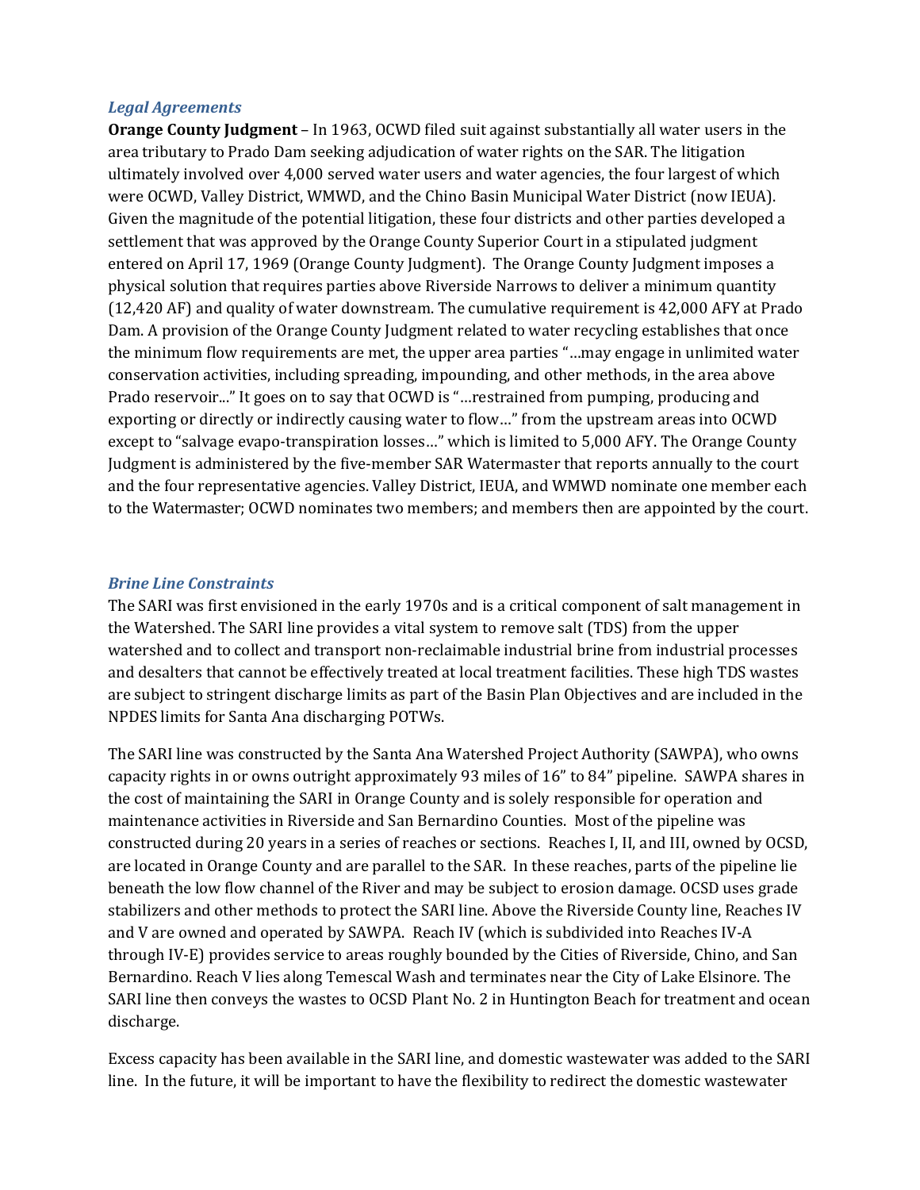### *Legal Agreements*

**Orange County Judgment** – In 1963, OCWD filed suit against substantially all water users in the area tributary to Prado Dam seeking adjudication of water rights on the SAR. The litigation ultimately involved over 4,000 served water users and water agencies, the four largest of which were OCWD, Valley District, WMWD, and the Chino Basin Municipal Water District (now IEUA). Given the magnitude of the potential litigation, these four districts and other parties developed a settlement that was approved by the Orange County Superior Court in a stipulated judgment entered on April 17, 1969 (Orange County Judgment). The Orange County Judgment imposes a physical solution that requires parties above Riverside Narrows to deliver a minimum quantity (12,420 AF) and quality of water downstream. The cumulative requirement is 42,000 AFY at Prado Dam. A provision of the Orange County Judgment related to water recycling establishes that once the minimum flow requirements are met, the upper area parties "…may engage in unlimited water conservation activities, including spreading, impounding, and other methods, in the area above Prado reservoir..." It goes on to say that OCWD is "…restrained from pumping, producing and exporting or directly or indirectly causing water to flow…" from the upstream areas into OCWD except to "salvage evapo-transpiration losses…" which is limited to 5,000 AFY. The Orange County Judgment is administered by the five-member SAR Watermaster that reports annually to the court and the four representative agencies. Valley District, IEUA, and WMWD nominate one member each to the Watermaster; OCWD nominates two members; and members then are appointed by the court.

### *Brine Line Constraints*

The SARI was first envisioned in the early 1970s and is a critical component of salt management in the Watershed. The SARI line provides a vital system to remove salt (TDS) from the upper watershed and to collect and transport non-reclaimable industrial brine from industrial processes and desalters that cannot be effectively treated at local treatment facilities. These high TDS wastes are subject to stringent discharge limits as part of the Basin Plan Objectives and are included in the NPDES limits for Santa Ana discharging POTWs.

The SARI line was constructed by the Santa Ana Watershed Project Authority (SAWPA), who owns capacity rights in or owns outright approximately 93 miles of 16" to 84" pipeline. SAWPA shares in the cost of maintaining the SARI in Orange County and is solely responsible for operation and maintenance activities in Riverside and San Bernardino Counties. Most of the pipeline was constructed during 20 years in a series of reaches or sections. Reaches I, II, and III, owned by OCSD, are located in Orange County and are parallel to the SAR. In these reaches, parts of the pipeline lie beneath the low flow channel of the River and may be subject to erosion damage. OCSD uses grade stabilizers and other methods to protect the SARI line. Above the Riverside County line, Reaches IV and V are owned and operated by SAWPA. Reach IV (which is subdivided into Reaches IV-A through IV-E) provides service to areas roughly bounded by the Cities of Riverside, Chino, and San Bernardino. Reach V lies along Temescal Wash and terminates near the City of Lake Elsinore. The SARI line then conveys the wastes to OCSD Plant No. 2 in Huntington Beach for treatment and ocean discharge.

Excess capacity has been available in the SARI line, and domestic wastewater was added to the SARI line. In the future, it will be important to have the flexibility to redirect the domestic wastewater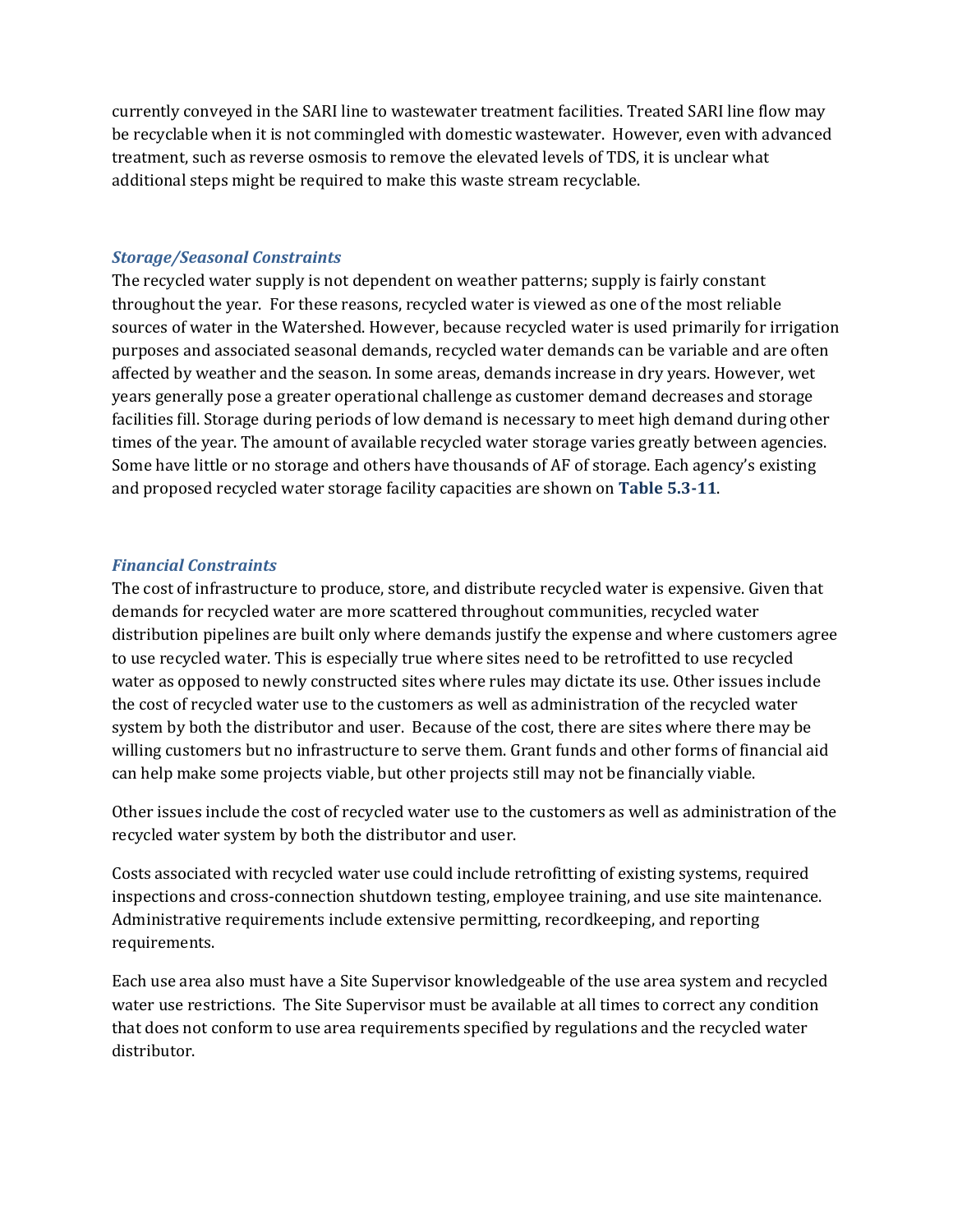currently conveyed in the SARI line to wastewater treatment facilities. Treated SARI line flow may be recyclable when it is not commingled with domestic wastewater. However, even with advanced treatment, such as reverse osmosis to remove the elevated levels of TDS, it is unclear what additional steps might be required to make this waste stream recyclable.

### *Storage/Seasonal Constraints*

The recycled water supply is not dependent on weather patterns; supply is fairly constant throughout the year. For these reasons, recycled water is viewed as one of the most reliable sources of water in the Watershed. However, because recycled water is used primarily for irrigation purposes and associated seasonal demands, recycled water demands can be variable and are often affected by weather and the season. In some areas, demands increase in dry years. However, wet years generally pose a greater operational challenge as customer demand decreases and storage facilities fill. Storage during periods of low demand is necessary to meet high demand during other times of the year. The amount of available recycled water storage varies greatly between agencies. Some have little or no storage and others have thousands of AF of storage. Each agency's existing and proposed recycled water storage facility capacities are shown on **Table 5.3-11**.

### *Financial Constraints*

The cost of infrastructure to produce, store, and distribute recycled water is expensive. Given that demands for recycled water are more scattered throughout communities, recycled water distribution pipelines are built only where demands justify the expense and where customers agree to use recycled water. This is especially true where sites need to be retrofitted to use recycled water as opposed to newly constructed sites where rules may dictate its use. Other issues include the cost of recycled water use to the customers as well as administration of the recycled water system by both the distributor and user. Because of the cost, there are sites where there may be willing customers but no infrastructure to serve them. Grant funds and other forms of financial aid can help make some projects viable, but other projects still may not be financially viable.

Other issues include the cost of recycled water use to the customers as well as administration of the recycled water system by both the distributor and user.

Costs associated with recycled water use could include retrofitting of existing systems, required inspections and cross-connection shutdown testing, employee training, and use site maintenance. Administrative requirements include extensive permitting, recordkeeping, and reporting requirements.

Each use area also must have a Site Supervisor knowledgeable of the use area system and recycled water use restrictions. The Site Supervisor must be available at all times to correct any condition that does not conform to use area requirements specified by regulations and the recycled water distributor.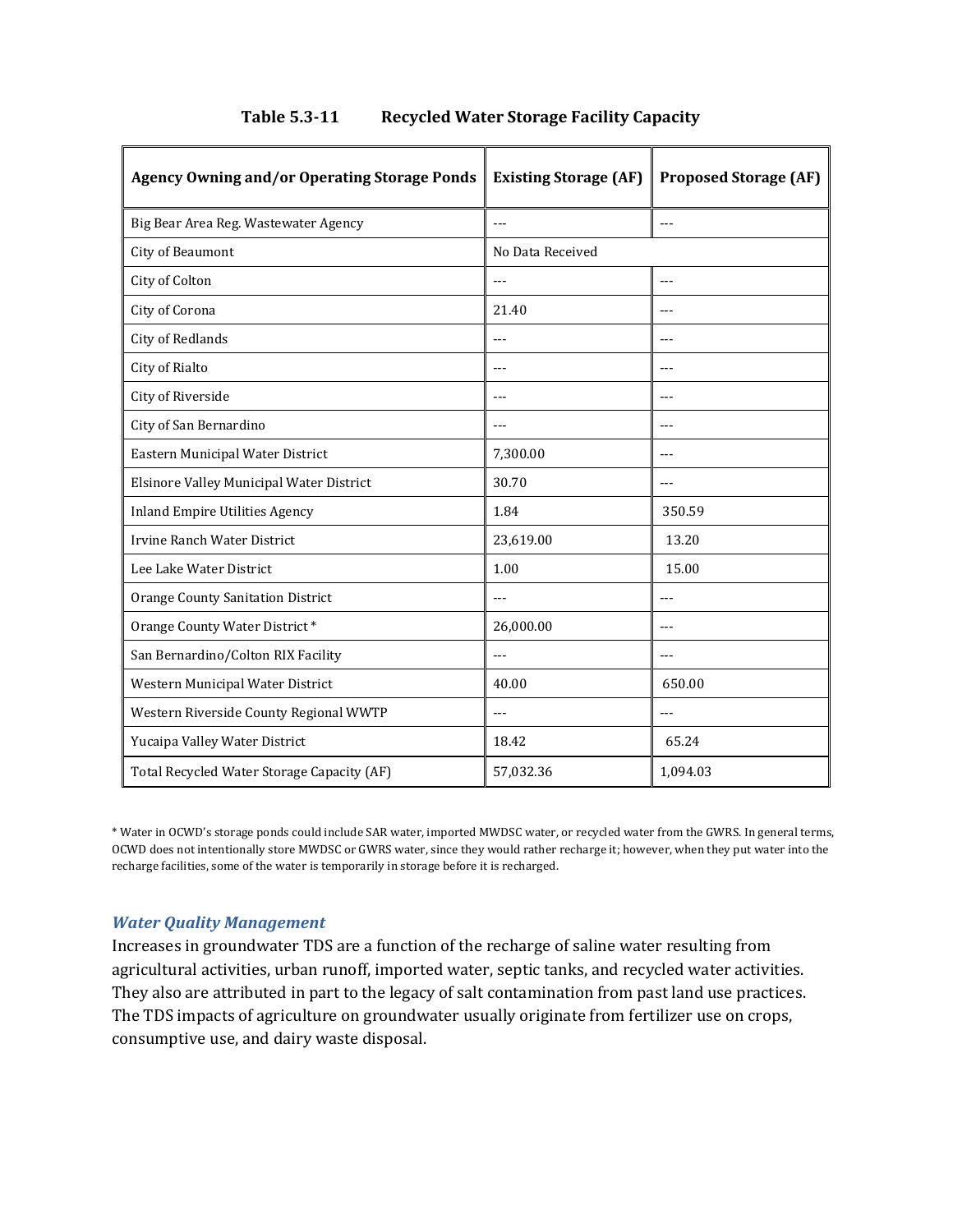**Table 5.3-11 Recycled Water Storage Facility Capacity**

| Agency Owning and/or Operating Storage Ponds | Existing Storage (AF) | Proposed Storage (AF) |
|---|---|---|
| Big Bear Area Reg. Wastewater Agency | --- | --- |
| City of Beaumont | No Data Received | |
| City of Colton | --- | --- |
| City of Corona | 21.40 | --- |
| City of Redlands | --- | --- |
| City of Rialto | --- | --- |
| City of Riverside | --- | --- |
| City of San Bernardino | --- | --- |
| Eastern Municipal Water District | 7,300.00 | --- |
| Elsinore Valley Municipal Water District | 30.70 | --- |
| Inland Empire Utilities Agency | 1.84 | 350.59 |
| Irvine Ranch Water District | 23,619.00 | 13.20 |
| Lee Lake Water District | 1.00 | 15.00 |
| Orange County Sanitation District | --- | --- |
| Orange County Water District * | 26,000.00 | --- |
| San Bernardino/Colton RIX Facility | --- | --- |
| Western Municipal Water District | 40.00 | 650.00 |
| Western Riverside County Regional WWTP | --- | --- |
| Yucaipa Valley Water District | 18.42 | 65.24 |
| Total Recycled Water Storage Capacity (AF) | 57,032.36 | 1,094.03 |

* Water in OCWD's storage ponds could include SAR water, imported MWDSC water, or recycled water from the GWRS. In general terms, OCWD does not intentionally store MWDSC or GWRS water, since they would rather recharge it; however, when they put water into the recharge facilities, some of the water is temporarily in storage before it is recharged.

### *Water Quality Management*

Increases in groundwater TDS are a function of the recharge of saline water resulting from agricultural activities, urban runoff, imported water, septic tanks, and recycled water activities. They also are attributed in part to the legacy of salt contamination from past land use practices. The TDS impacts of agriculture on groundwater usually originate from fertilizer use on crops, consumptive use, and dairy waste disposal.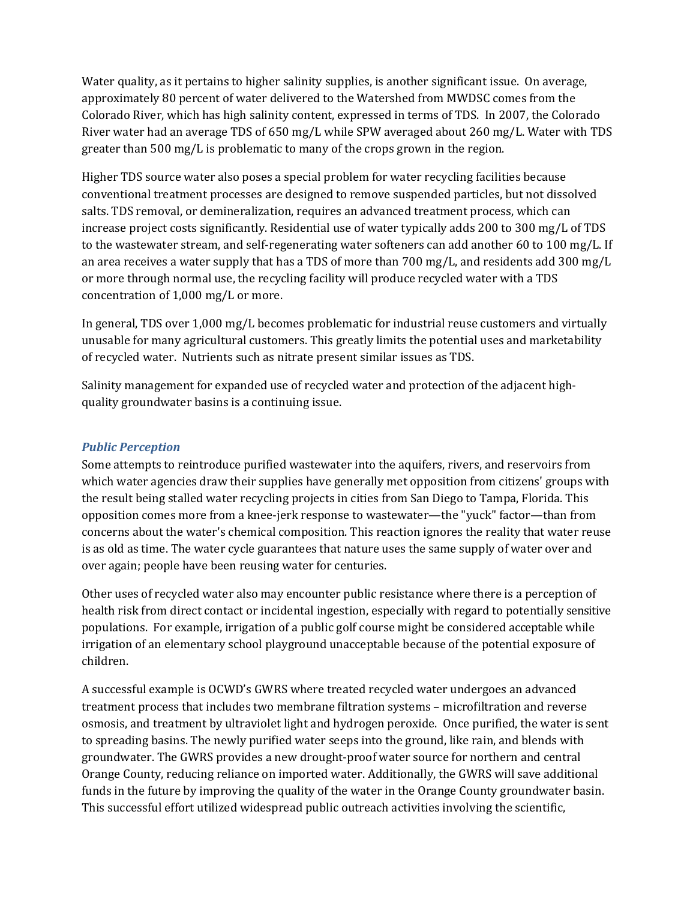Water quality, as it pertains to higher salinity supplies, is another significant issue. On average, approximately 80 percent of water delivered to the Watershed from MWDSC comes from the Colorado River, which has high salinity content, expressed in terms of TDS. In 2007, the Colorado River water had an average TDS of 650 mg/L while SPW averaged about 260 mg/L. Water with TDS greater than 500 mg/L is problematic to many of the crops grown in the region.

Higher TDS source water also poses a special problem for water recycling facilities because conventional treatment processes are designed to remove suspended particles, but not dissolved salts. TDS removal, or demineralization, requires an advanced treatment process, which can increase project costs significantly. Residential use of water typically adds 200 to 300 mg/L of TDS to the wastewater stream, and self-regenerating water softeners can add another 60 to 100 mg/L. If an area receives a water supply that has a TDS of more than 700 mg/L, and residents add 300 mg/L or more through normal use, the recycling facility will produce recycled water with a TDS concentration of 1,000 mg/L or more.

In general, TDS over 1,000 mg/L becomes problematic for industrial reuse customers and virtually unusable for many agricultural customers. This greatly limits the potential uses and marketability of recycled water. Nutrients such as nitrate present similar issues as TDS.

Salinity management for expanded use of recycled water and protection of the adjacent high-quality groundwater basins is a continuing issue.

### *Public Perception*

Some attempts to reintroduce purified wastewater into the aquifers, rivers, and reservoirs from which water agencies draw their supplies have generally met opposition from citizens' groups with the result being stalled water recycling projects in cities from San Diego to Tampa, Florida. This opposition comes more from a knee-jerk response to wastewater—the "yuck" factor—than from concerns about the water's chemical composition. This reaction ignores the reality that water reuse is as old as time. The water cycle guarantees that nature uses the same supply of water over and over again; people have been reusing water for centuries.

Other uses of recycled water also may encounter public resistance where there is a perception of health risk from direct contact or incidental ingestion, especially with regard to potentially sensitive populations. For example, irrigation of a public golf course might be considered acceptable while irrigation of an elementary school playground unacceptable because of the potential exposure of children.

A successful example is OCWD's GWRS where treated recycled water undergoes an advanced treatment process that includes two membrane filtration systems – microfiltration and reverse osmosis, and treatment by ultraviolet light and hydrogen peroxide. Once purified, the water is sent to spreading basins. The newly purified water seeps into the ground, like rain, and blends with groundwater. The GWRS provides a new drought-proof water source for northern and central Orange County, reducing reliance on imported water. Additionally, the GWRS will save additional funds in the future by improving the quality of the water in the Orange County groundwater basin. This successful effort utilized widespread public outreach activities involving the scientific,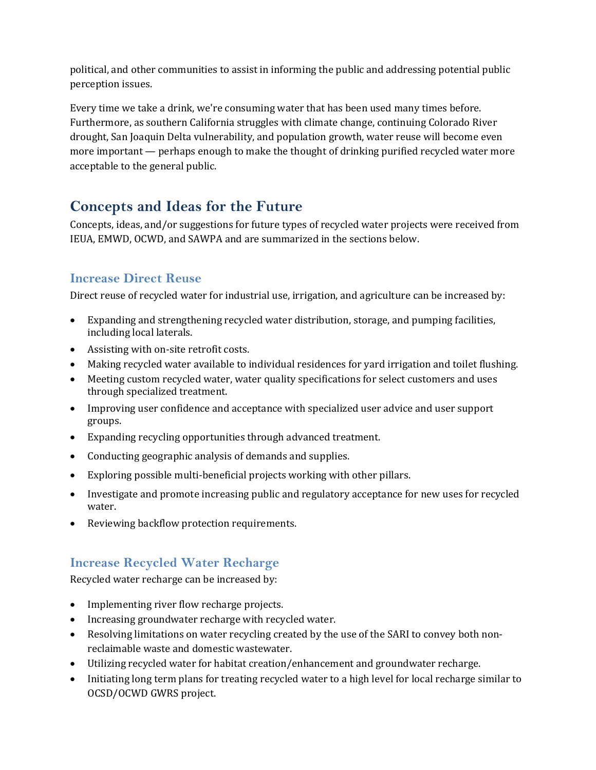political, and other communities to assist in informing the public and addressing potential public perception issues.

Every time we take a drink, we're consuming water that has been used many times before. Furthermore, as southern California struggles with climate change, continuing Colorado River drought, San Joaquin Delta vulnerability, and population growth, water reuse will become even more important — perhaps enough to make the thought of drinking purified recycled water more acceptable to the general public.

## Concepts and Ideas for the Future

Concepts, ideas, and/or suggestions for future types of recycled water projects were received from IEUA, EMWD, OCWD, and SAWPA and are summarized in the sections below.

### Increase Direct Reuse

Direct reuse of recycled water for industrial use, irrigation, and agriculture can be increased by:

- Expanding and strengthening recycled water distribution, storage, and pumping facilities, including local laterals.
- Assisting with on-site retrofit costs.
- Making recycled water available to individual residences for yard irrigation and toilet flushing.
- Meeting custom recycled water, water quality specifications for select customers and uses through specialized treatment.
- Improving user confidence and acceptance with specialized user advice and user support groups.
- Expanding recycling opportunities through advanced treatment.
- Conducting geographic analysis of demands and supplies.
- Exploring possible multi-beneficial projects working with other pillars.
- Investigate and promote increasing public and regulatory acceptance for new uses for recycled water.
- Reviewing backflow protection requirements.

### Increase Recycled Water Recharge

Recycled water recharge can be increased by:

- Implementing river flow recharge projects.
- Increasing groundwater recharge with recycled water.
- Resolving limitations on water recycling created by the use of the SARI to convey both non-reclaimable waste and domestic wastewater.
- Utilizing recycled water for habitat creation/enhancement and groundwater recharge.
- Initiating long term plans for treating recycled water to a high level for local recharge similar to OCSD/OCWD GWRS project.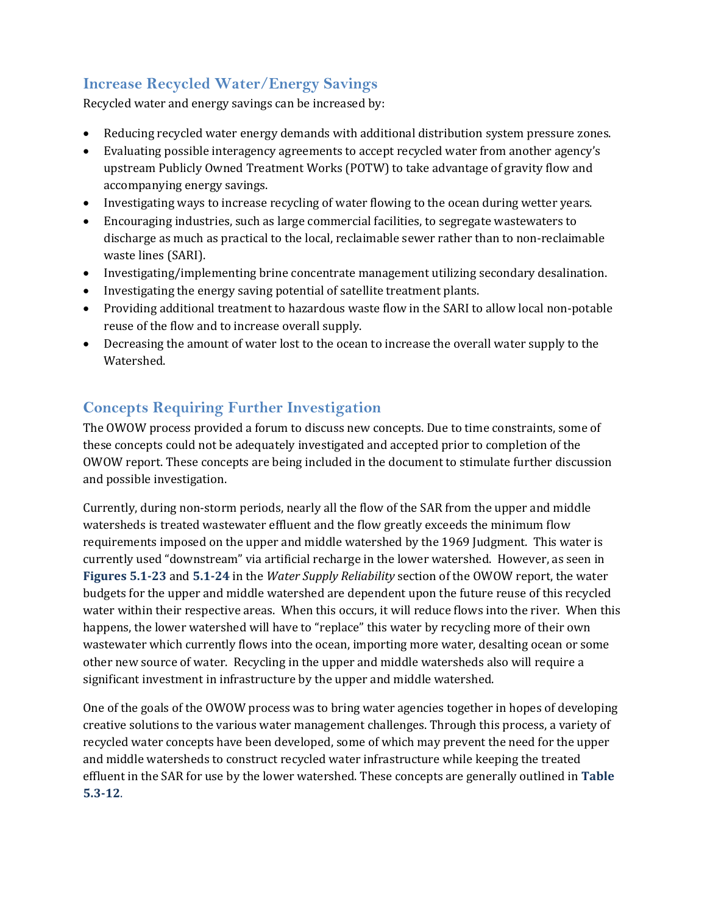## Increase Recycled Water/Energy Savings

Recycled water and energy savings can be increased by:

- Reducing recycled water energy demands with additional distribution system pressure zones.
- Evaluating possible interagency agreements to accept recycled water from another agency's upstream Publicly Owned Treatment Works (POTW) to take advantage of gravity flow and accompanying energy savings.
- Investigating ways to increase recycling of water flowing to the ocean during wetter years.
- Encouraging industries, such as large commercial facilities, to segregate wastewaters to discharge as much as practical to the local, reclaimable sewer rather than to non-reclaimable waste lines (SARI).
- Investigating/implementing brine concentrate management utilizing secondary desalination.
- Investigating the energy saving potential of satellite treatment plants.
- Providing additional treatment to hazardous waste flow in the SARI to allow local non-potable reuse of the flow and to increase overall supply.
- Decreasing the amount of water lost to the ocean to increase the overall water supply to the Watershed.

## Concepts Requiring Further Investigation

The OWOW process provided a forum to discuss new concepts. Due to time constraints, some of these concepts could not be adequately investigated and accepted prior to completion of the OWOW report. These concepts are being included in the document to stimulate further discussion and possible investigation.

Currently, during non-storm periods, nearly all the flow of the SAR from the upper and middle watersheds is treated wastewater effluent and the flow greatly exceeds the minimum flow requirements imposed on the upper and middle watershed by the 1969 Judgment. This water is currently used "downstream" via artificial recharge in the lower watershed. However, as seen in **Figures 5.1-23** and **5.1-24** in the *Water Supply Reliability* section of the OWOW report, the water budgets for the upper and middle watershed are dependent upon the future reuse of this recycled water within their respective areas. When this occurs, it will reduce flows into the river. When this happens, the lower watershed will have to "replace" this water by recycling more of their own wastewater which currently flows into the ocean, importing more water, desalting ocean or some other new source of water. Recycling in the upper and middle watersheds also will require a significant investment in infrastructure by the upper and middle watershed.

One of the goals of the OWOW process was to bring water agencies together in hopes of developing creative solutions to the various water management challenges. Through this process, a variety of recycled water concepts have been developed, some of which may prevent the need for the upper and middle watersheds to construct recycled water infrastructure while keeping the treated effluent in the SAR for use by the lower watershed. These concepts are generally outlined in **Table 5.3-12**.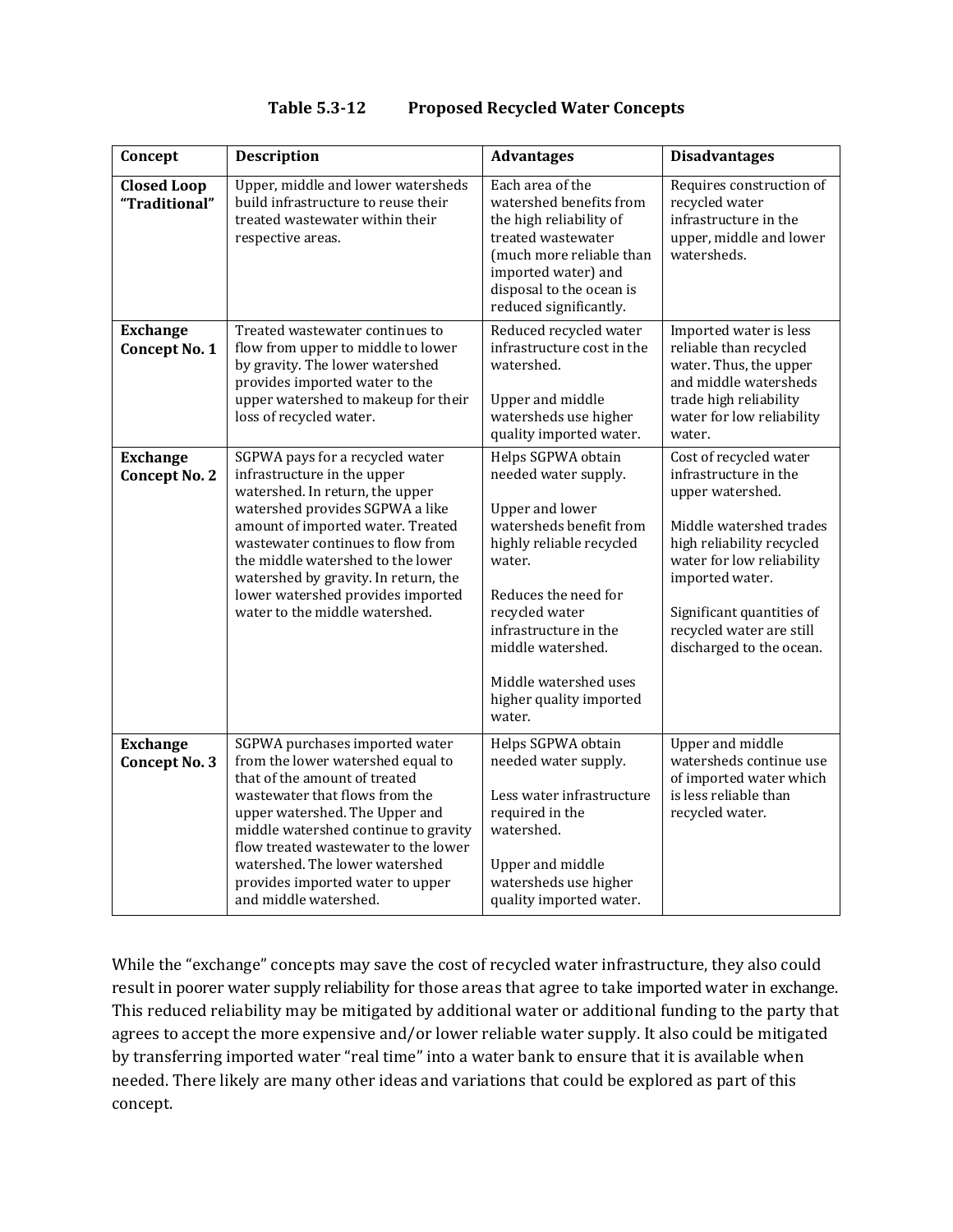**Table 5.3-12 Proposed Recycled Water Concepts**

| Concept | Description | Advantages | Disadvantages |
|---|---|---|---|
| **Closed Loop "Traditional"** | Upper, middle and lower watersheds build infrastructure to reuse their treated wastewater within their respective areas. | Each area of the watershed benefits from the high reliability of treated wastewater (much more reliable than imported water) and disposal to the ocean is reduced significantly. | Requires construction of recycled water infrastructure in the upper, middle and lower watersheds. |
| **Exchange Concept No. 1** | Treated wastewater continues to flow from upper to middle to lower by gravity. The lower watershed provides imported water to the upper watershed to makeup for their loss of recycled water. | Reduced recycled water infrastructure cost in the watershed.<br><br>Upper and middle watersheds use higher quality imported water. | Imported water is less reliable than recycled water. Thus, the upper and middle watersheds trade high reliability water for low reliability water. |
| **Exchange Concept No. 2** | SGPWA pays for a recycled water infrastructure in the upper watershed. In return, the upper watershed provides SGPWA a like amount of imported water. Treated wastewater continues to flow from the middle watershed to the lower watershed by gravity. In return, the lower watershed provides imported water to the middle watershed. | Helps SGPWA obtain needed water supply.<br><br>Upper and lower watersheds benefit from highly reliable recycled water.<br><br>Reduces the need for recycled water infrastructure in the middle watershed.<br><br>Middle watershed uses higher quality imported water. | Cost of recycled water infrastructure in the upper watershed.<br><br>Middle watershed trades high reliability recycled water for low reliability imported water.<br><br>Significant quantities of recycled water are still discharged to the ocean. |
| **Exchange Concept No. 3** | SGPWA purchases imported water from the lower watershed equal to that of the amount of treated wastewater that flows from the upper watershed. The Upper and middle watershed continue to gravity flow treated wastewater to the lower watershed. The lower watershed provides imported water to upper and middle watershed. | Helps SGPWA obtain needed water supply.<br><br>Less water infrastructure required in the watershed.<br><br>Upper and middle watersheds use higher quality imported water. | Upper and middle watersheds continue use of imported water which is less reliable than recycled water. |

While the "exchange" concepts may save the cost of recycled water infrastructure, they also could result in poorer water supply reliability for those areas that agree to take imported water in exchange. This reduced reliability may be mitigated by additional water or additional funding to the party that agrees to accept the more expensive and/or lower reliable water supply. It also could be mitigated by transferring imported water "real time" into a water bank to ensure that it is available when needed. There likely are many other ideas and variations that could be explored as part of this concept.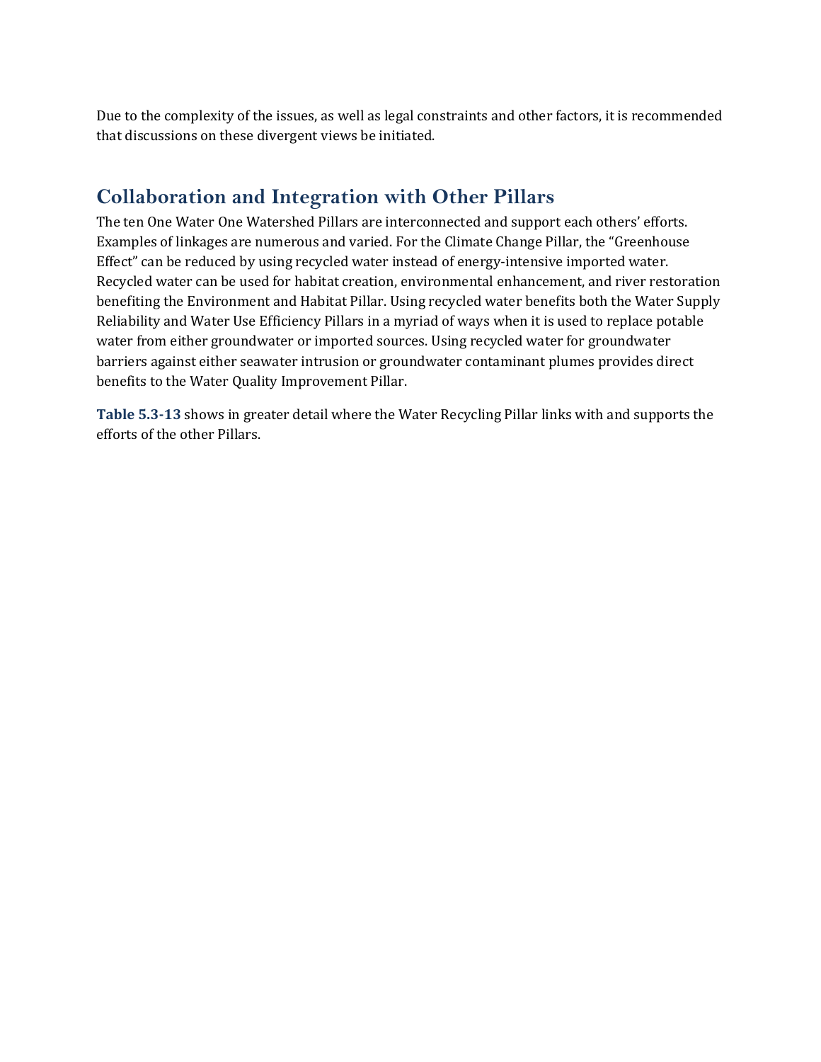Due to the complexity of the issues, as well as legal constraints and other factors, it is recommended that discussions on these divergent views be initiated.

## Collaboration and Integration with Other Pillars

The ten One Water One Watershed Pillars are interconnected and support each others' efforts. Examples of linkages are numerous and varied. For the Climate Change Pillar, the "Greenhouse Effect" can be reduced by using recycled water instead of energy-intensive imported water. Recycled water can be used for habitat creation, environmental enhancement, and river restoration benefiting the Environment and Habitat Pillar. Using recycled water benefits both the Water Supply Reliability and Water Use Efficiency Pillars in a myriad of ways when it is used to replace potable water from either groundwater or imported sources. Using recycled water for groundwater barriers against either seawater intrusion or groundwater contaminant plumes provides direct benefits to the Water Quality Improvement Pillar.

**Table 5.3-13** shows in greater detail where the Water Recycling Pillar links with and supports the efforts of the other Pillars.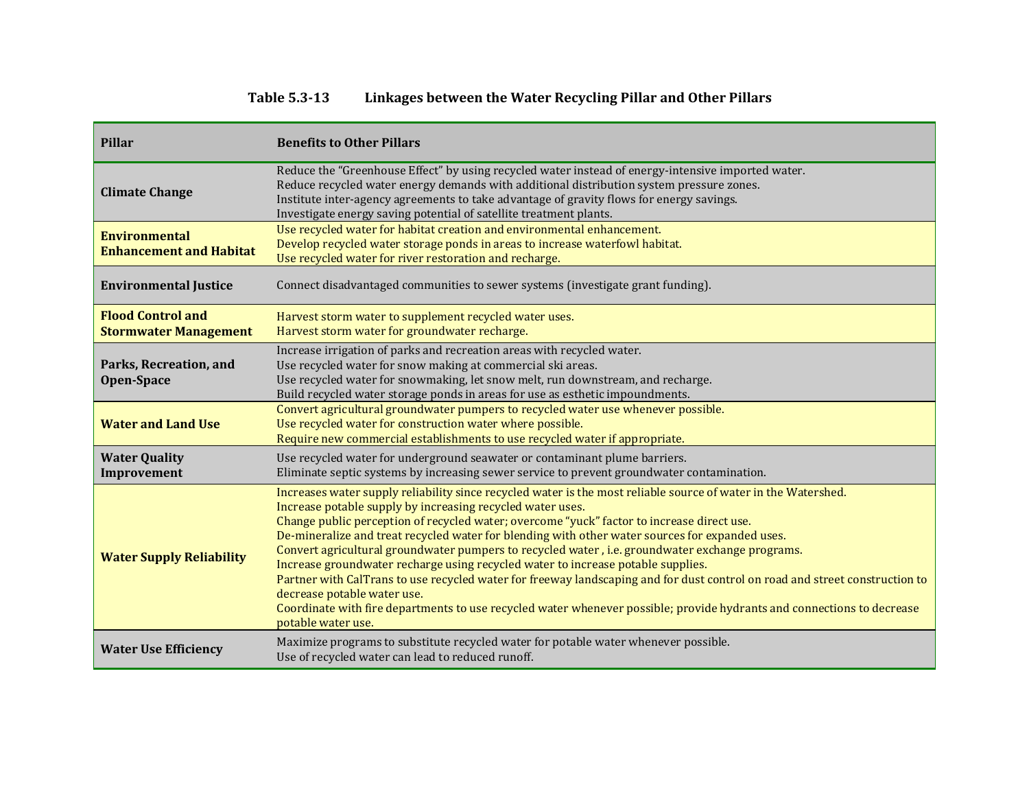**Table 5.3-13 Linkages between the Water Recycling Pillar and Other Pillars**

| Pillar | Benefits to Other Pillars |
|---|---|
| **Climate Change** | Reduce the "Greenhouse Effect" by using recycled water instead of energy-intensive imported water.<br>Reduce recycled water energy demands with additional distribution system pressure zones.<br>Institute inter-agency agreements to take advantage of gravity flows for energy savings.<br>Investigate energy saving potential of satellite treatment plants. |
| **Environmental Enhancement and Habitat** | Use recycled water for habitat creation and environmental enhancement.<br>Develop recycled water storage ponds in areas to increase waterfowl habitat.<br>Use recycled water for river restoration and recharge. |
| **Environmental Justice** | Connect disadvantaged communities to sewer systems (investigate grant funding). |
| **Flood Control and Stormwater Management** | Harvest storm water to supplement recycled water uses.<br>Harvest storm water for groundwater recharge. |
| **Parks, Recreation, and Open-Space** | Increase irrigation of parks and recreation areas with recycled water.<br>Use recycled water for snow making at commercial ski areas.<br>Use recycled water for snowmaking, let snow melt, run downstream, and recharge.<br>Build recycled water storage ponds in areas for use as esthetic impoundments. |
| **Water and Land Use** | Convert agricultural groundwater pumpers to recycled water use whenever possible.<br>Use recycled water for construction water where possible.<br>Require new commercial establishments to use recycled water if appropriate. |
| **Water Quality Improvement** | Use recycled water for underground seawater or contaminant plume barriers.<br>Eliminate septic systems by increasing sewer service to prevent groundwater contamination. |
| **Water Supply Reliability** | Increases water supply reliability since recycled water is the most reliable source of water in the Watershed.<br>Increase potable supply by increasing recycled water uses.<br>Change public perception of recycled water; overcome "yuck" factor to increase direct use.<br>De-mineralize and treat recycled water for blending with other water sources for expanded uses.<br>Convert agricultural groundwater pumpers to recycled water , i.e. groundwater exchange programs.<br>Increase groundwater recharge using recycled water to increase potable supplies.<br>Partner with CalTrans to use recycled water for freeway landscaping and for dust control on road and street construction to decrease potable water use.<br>Coordinate with fire departments to use recycled water whenever possible; provide hydrants and connections to decrease potable water use. |
| **Water Use Efficiency** | Maximize programs to substitute recycled water for potable water whenever possible.<br>Use of recycled water can lead to reduced runoff. |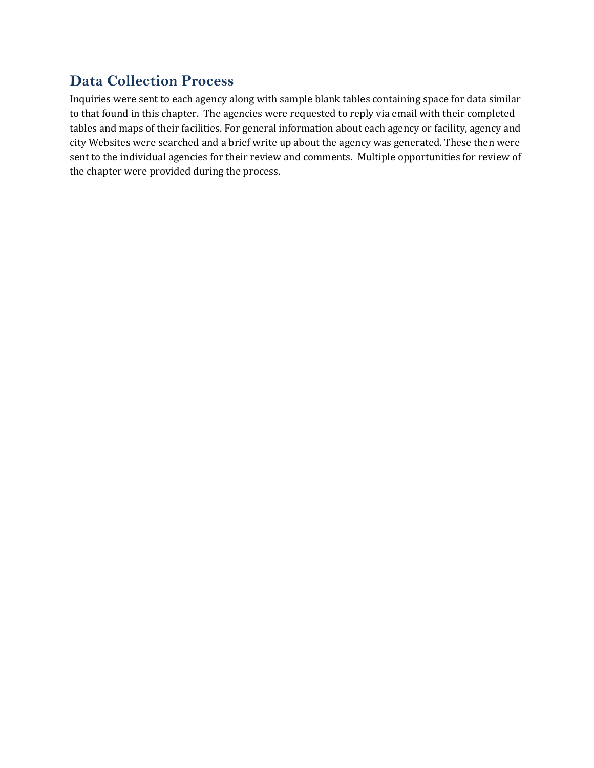## Data Collection Process

Inquiries were sent to each agency along with sample blank tables containing space for data similar to that found in this chapter.  The agencies were requested to reply via email with their completed tables and maps of their facilities. For general information about each agency or facility, agency and city Websites were searched and a brief write up about the agency was generated. These then were sent to the individual agencies for their review and comments.  Multiple opportunities for review of the chapter were provided during the process.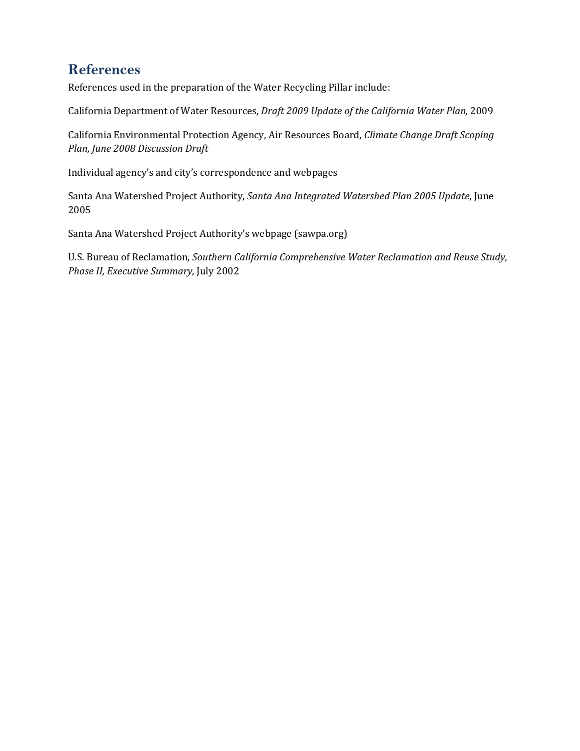## References

References used in the preparation of the Water Recycling Pillar include:

California Department of Water Resources, *Draft 2009 Update of the California Water Plan,* 2009

California Environmental Protection Agency, Air Resources Board, *Climate Change Draft Scoping Plan, June 2008 Discussion Draft*

Individual agency's and city's correspondence and webpages

Santa Ana Watershed Project Authority, *Santa Ana Integrated Watershed Plan 2005 Update*, June 2005

Santa Ana Watershed Project Authority's webpage (sawpa.org)

U.S. Bureau of Reclamation, *Southern California Comprehensive Water Reclamation and Reuse Study, Phase II, Executive Summary*, July 2002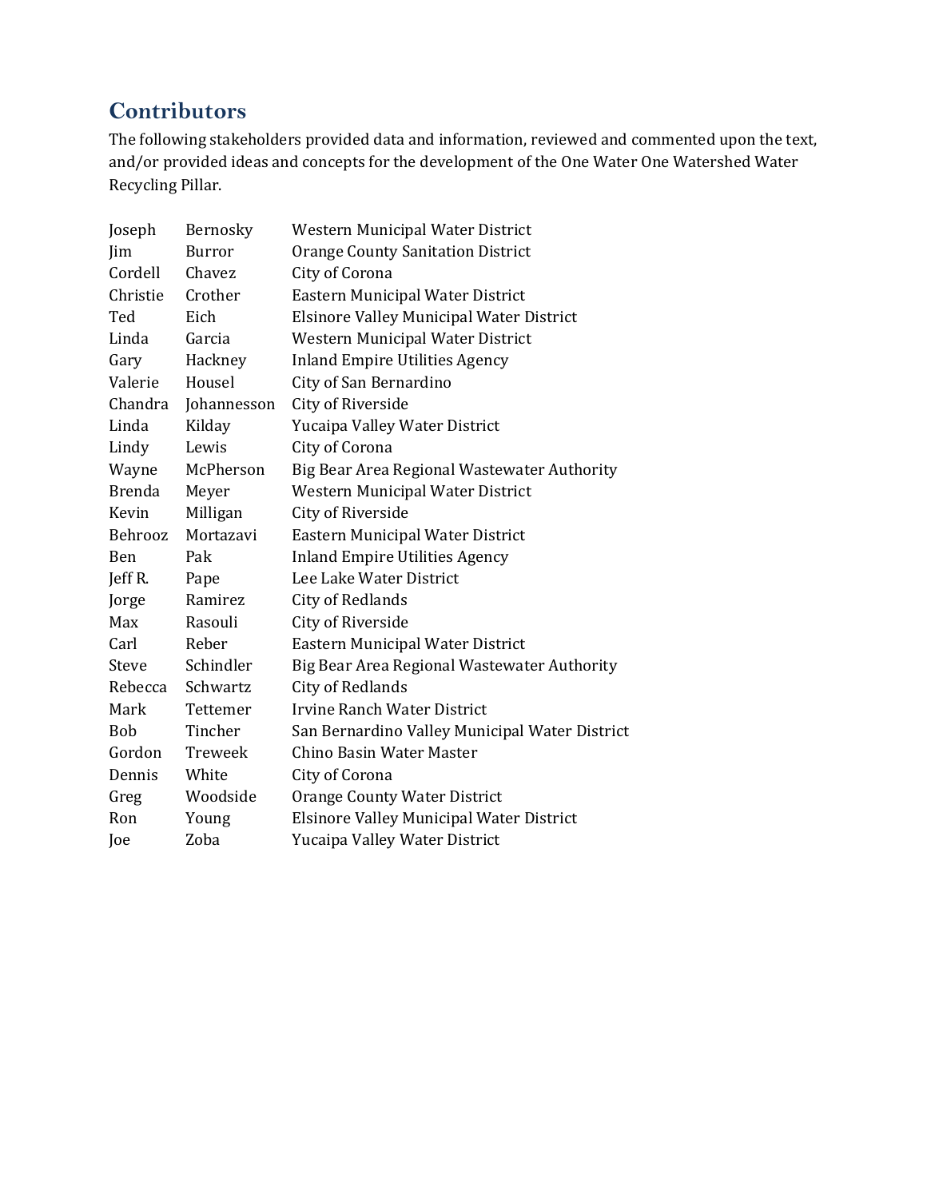## Contributors

The following stakeholders provided data and information, reviewed and commented upon the text, and/or provided ideas and concepts for the development of the One Water One Watershed Water Recycling Pillar.

| | | |
|---|---|---|
| Joseph | Bernosky | Western Municipal Water District |
| Jim | Burror | Orange County Sanitation District |
| Cordell | Chavez | City of Corona |
| Christie | Crother | Eastern Municipal Water District |
| Ted | Eich | Elsinore Valley Municipal Water District |
| Linda | Garcia | Western Municipal Water District |
| Gary | Hackney | Inland Empire Utilities Agency |
| Valerie | Housel | City of San Bernardino |
| Chandra | Johannesson | City of Riverside |
| Linda | Kilday | Yucaipa Valley Water District |
| Lindy | Lewis | City of Corona |
| Wayne | McPherson | Big Bear Area Regional Wastewater Authority |
| Brenda | Meyer | Western Municipal Water District |
| Kevin | Milligan | City of Riverside |
| Behrooz | Mortazavi | Eastern Municipal Water District |
| Ben | Pak | Inland Empire Utilities Agency |
| Jeff R. | Pape | Lee Lake Water District |
| Jorge | Ramirez | City of Redlands |
| Max | Rasouli | City of Riverside |
| Carl | Reber | Eastern Municipal Water District |
| Steve | Schindler | Big Bear Area Regional Wastewater Authority |
| Rebecca | Schwartz | City of Redlands |
| Mark | Tettemer | Irvine Ranch Water District |
| Bob | Tincher | San Bernardino Valley Municipal Water District |
| Gordon | Treweek | Chino Basin Water Master |
| Dennis | White | City of Corona |
| Greg | Woodside | Orange County Water District |
| Ron | Young | Elsinore Valley Municipal Water District |
| Joe | Zoba | Yucaipa Valley Water District |